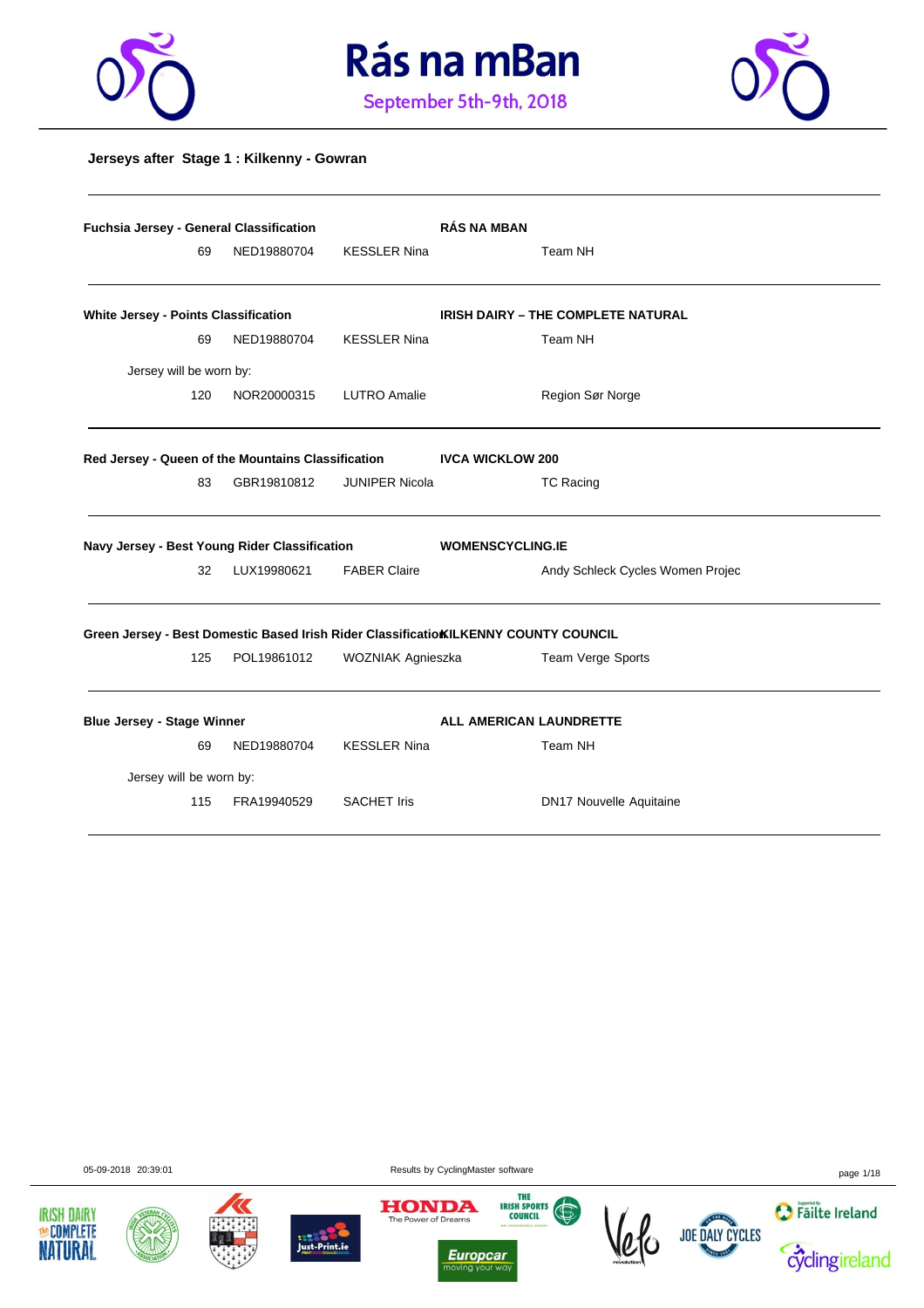# Rás na mBan

September 5th-9th, 2018

## Jerseys after Stage 1 : Kilkenny - Gowran

**Fuchsia Jersey - General Classification** — **RÁS NA MBAN**

| | | | |
|---|---|---|---|
| 69 | NED19880704 | KESSLER Nina | Team NH |

**White Jersey - Points Classification** — **IRISH DAIRY – THE COMPLETE NATURAL**

| | | | |
|---|---|---|---|
| 69 | NED19880704 | KESSLER Nina | Team NH |

Jersey will be worn by:

| | | | |
|---|---|---|---|
| 120 | NOR20000315 | LUTRO Amalie | Region Sør Norge |

**Red Jersey - Queen of the Mountains Classification** — **IVCA WICKLOW 200**

| | | | |
|---|---|---|---|
| 83 | GBR19810812 | JUNIPER Nicola | TC Racing |

**Navy Jersey - Best Young Rider Classification** — **WOMENSCYCLING.IE**

| | | | |
|---|---|---|---|
| 32 | LUX19980621 | FABER Claire | Andy Schleck Cycles Women Projec |

**Green Jersey - Best Domestic Based Irish Rider Classification** — **KILKENNY COUNTY COUNCIL**

| | | | |
|---|---|---|---|
| 125 | POL19861012 | WOZNIAK Agnieszka | Team Verge Sports |

**Blue Jersey - Stage Winner** — **ALL AMERICAN LAUNDRETTE**

| | | | |
|---|---|---|---|
| 69 | NED19880704 | KESSLER Nina | Team NH |

Jersey will be worn by:

| | | | |
|---|---|---|---|
| 115 | FRA19940529 | SACHET Iris | DN17 Nouvelle Aquitaine |

05-09-2018 20:39:01 — Results by CyclingMaster software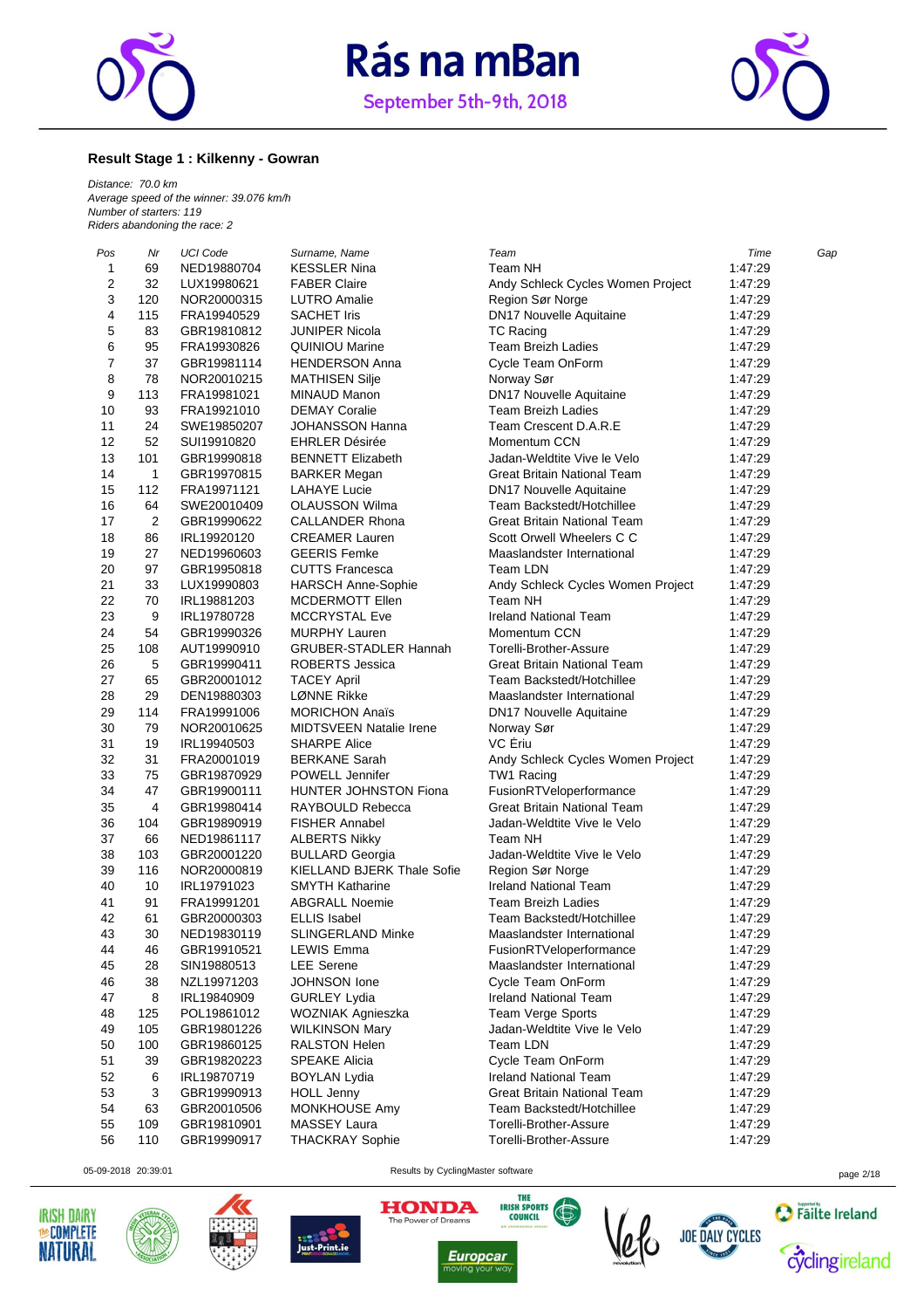# Rás na mBan

September 5th-9th, 2018

### Result Stage 1 : Kilkenny - Gowran

*Distance: 70.0 km*
*Average speed of the winner: 39.076 km/h*
*Number of starters: 119*
*Riders abandoning the race: 2*

| Pos | Nr | UCI Code | Surname, Name | Team | Time | Gap |
|---|---|---|---|---|---|---|
| 1 | 69 | NED19880704 | KESSLER Nina | Team NH | 1:47:29 | |
| 2 | 32 | LUX19980621 | FABER Claire | Andy Schleck Cycles Women Project | 1:47:29 | |
| 3 | 120 | NOR20000315 | LUTRO Amalie | Region Sør Norge | 1:47:29 | |
| 4 | 115 | FRA19940529 | SACHET Iris | DN17 Nouvelle Aquitaine | 1:47:29 | |
| 5 | 83 | GBR19810812 | JUNIPER Nicola | TC Racing | 1:47:29 | |
| 6 | 95 | FRA19930826 | QUINIOU Marine | Team Breizh Ladies | 1:47:29 | |
| 7 | 37 | GBR19981114 | HENDERSON Anna | Cycle Team OnForm | 1:47:29 | |
| 8 | 78 | NOR20010215 | MATHISEN Silje | Norway Sør | 1:47:29 | |
| 9 | 113 | FRA19981021 | MINAUD Manon | DN17 Nouvelle Aquitaine | 1:47:29 | |
| 10 | 93 | FRA19921010 | DEMAY Coralie | Team Breizh Ladies | 1:47:29 | |
| 11 | 24 | SWE19850207 | JOHANSSON Hanna | Team Crescent D.A.R.E | 1:47:29 | |
| 12 | 52 | SUI19910820 | EHRLER Désirée | Momentum CCN | 1:47:29 | |
| 13 | 101 | GBR19990818 | BENNETT Elizabeth | Jadan-Weldtite Vive le Velo | 1:47:29 | |
| 14 | 1 | GBR19970815 | BARKER Megan | Great Britain National Team | 1:47:29 | |
| 15 | 112 | FRA19971121 | LAHAYE Lucie | DN17 Nouvelle Aquitaine | 1:47:29 | |
| 16 | 64 | SWE20010409 | OLAUSSON Wilma | Team Backstedt/Hotchillee | 1:47:29 | |
| 17 | 2 | GBR19990622 | CALLANDER Rhona | Great Britain National Team | 1:47:29 | |
| 18 | 86 | IRL19920120 | CREAMER Lauren | Scott Orwell Wheelers C C | 1:47:29 | |
| 19 | 27 | NED19960603 | GEERIS Femke | Maaslandster International | 1:47:29 | |
| 20 | 97 | GBR19950818 | CUTTS Francesca | Team LDN | 1:47:29 | |
| 21 | 33 | LUX19990803 | HARSCH Anne-Sophie | Andy Schleck Cycles Women Project | 1:47:29 | |
| 22 | 70 | IRL19881203 | MCDERMOTT Ellen | Team NH | 1:47:29 | |
| 23 | 9 | IRL19780728 | MCCRYSTAL Eve | Ireland National Team | 1:47:29 | |
| 24 | 54 | GBR19990326 | MURPHY Lauren | Momentum CCN | 1:47:29 | |
| 25 | 108 | AUT19990910 | GRUBER-STADLER Hannah | Torelli-Brother-Assure | 1:47:29 | |
| 26 | 5 | GBR19990411 | ROBERTS Jessica | Great Britain National Team | 1:47:29 | |
| 27 | 65 | GBR20001012 | TACEY April | Team Backstedt/Hotchillee | 1:47:29 | |
| 28 | 29 | DEN19880303 | LØNNE Rikke | Maaslandster International | 1:47:29 | |
| 29 | 114 | FRA19991006 | MORICHON Anaïs | DN17 Nouvelle Aquitaine | 1:47:29 | |
| 30 | 79 | NOR20010625 | MIDTSVEEN Natalie Irene | Norway Sør | 1:47:29 | |
| 31 | 19 | IRL19940503 | SHARPE Alice | VC Ériu | 1:47:29 | |
| 32 | 31 | FRA20001019 | BERKANE Sarah | Andy Schleck Cycles Women Project | 1:47:29 | |
| 33 | 75 | GBR19870929 | POWELL Jennifer | TW1 Racing | 1:47:29 | |
| 34 | 47 | GBR19900111 | HUNTER JOHNSTON Fiona | FusionRTVeloperformance | 1:47:29 | |
| 35 | 4 | GBR19980414 | RAYBOULD Rebecca | Great Britain National Team | 1:47:29 | |
| 36 | 104 | GBR19890919 | FISHER Annabel | Jadan-Weldtite Vive le Velo | 1:47:29 | |
| 37 | 66 | NED19861117 | ALBERTS Nikky | Team NH | 1:47:29 | |
| 38 | 103 | GBR20001220 | BULLARD Georgia | Jadan-Weldtite Vive le Velo | 1:47:29 | |
| 39 | 116 | NOR20000819 | KIELLAND BJERK Thale Sofie | Region Sør Norge | 1:47:29 | |
| 40 | 10 | IRL19791023 | SMYTH Katharine | Ireland National Team | 1:47:29 | |
| 41 | 91 | FRA19991201 | ABGRALL Noemie | Team Breizh Ladies | 1:47:29 | |
| 42 | 61 | GBR20000303 | ELLIS Isabel | Team Backstedt/Hotchillee | 1:47:29 | |
| 43 | 30 | NED19830119 | SLINGERLAND Minke | Maaslandster International | 1:47:29 | |
| 44 | 46 | GBR19910521 | LEWIS Emma | FusionRTVeloperformance | 1:47:29 | |
| 45 | 28 | SIN19880513 | LEE Serene | Maaslandster International | 1:47:29 | |
| 46 | 38 | NZL19971203 | JOHNSON Ione | Cycle Team OnForm | 1:47:29 | |
| 47 | 8 | IRL19840909 | GURLEY Lydia | Ireland National Team | 1:47:29 | |
| 48 | 125 | POL19861012 | WOZNIAK Agnieszka | Team Verge Sports | 1:47:29 | |
| 49 | 105 | GBR19801226 | WILKINSON Mary | Jadan-Weldtite Vive le Velo | 1:47:29 | |
| 50 | 100 | GBR19860125 | RALSTON Helen | Team LDN | 1:47:29 | |
| 51 | 39 | GBR19820223 | SPEAKE Alicia | Cycle Team OnForm | 1:47:29 | |
| 52 | 6 | IRL19870719 | BOYLAN Lydia | Ireland National Team | 1:47:29 | |
| 53 | 3 | GBR19990913 | HOLL Jenny | Great Britain National Team | 1:47:29 | |
| 54 | 63 | GBR20010506 | MONKHOUSE Amy | Team Backstedt/Hotchillee | 1:47:29 | |
| 55 | 109 | GBR19810901 | MASSEY Laura | Torelli-Brother-Assure | 1:47:29 | |
| 56 | 110 | GBR19990917 | THACKRAY Sophie | Torelli-Brother-Assure | 1:47:29 | |

05-09-2018 20:39:01    Results by CyclingMaster software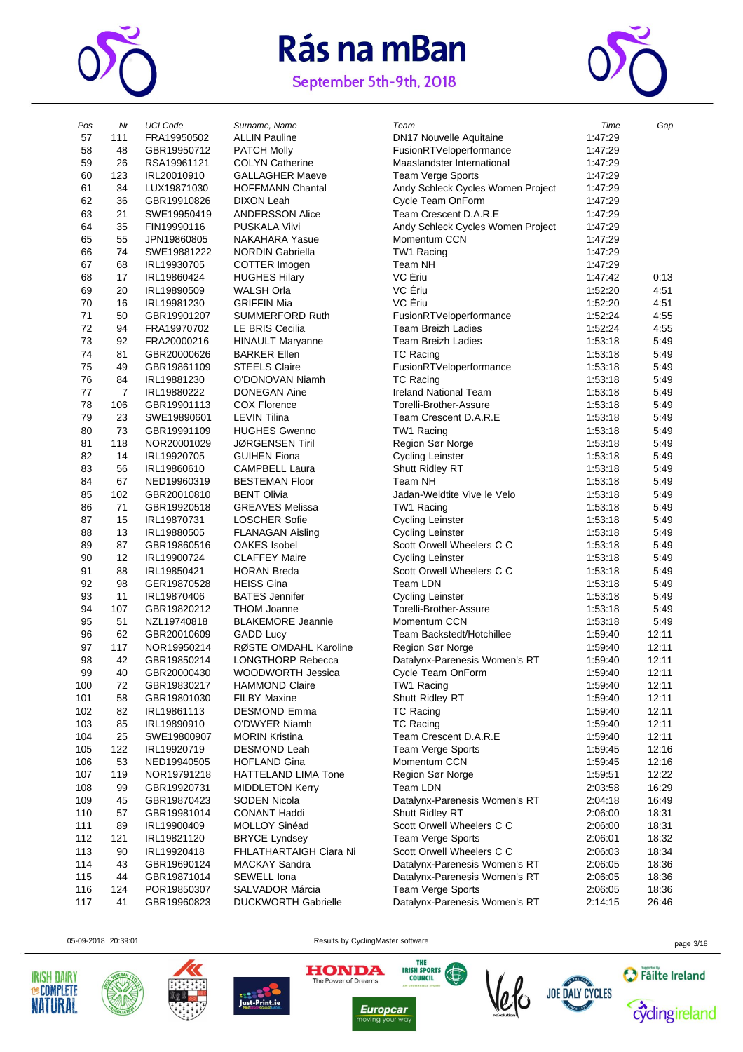# Rás na mBan

September 5th-9th, 2018

| Pos | Nr | UCI Code | Surname, Name | Team | Time | Gap |
|---|---|---|---|---|---|---|
| 57 | 111 | FRA19950502 | ALLIN Pauline | DN17 Nouvelle Aquitaine | 1:47:29 | |
| 58 | 48 | GBR19950712 | PATCH Molly | FusionRTVeloperformance | 1:47:29 | |
| 59 | 26 | RSA19961121 | COLYN Catherine | Maaslandster International | 1:47:29 | |
| 60 | 123 | IRL20010910 | GALLAGHER Maeve | Team Verge Sports | 1:47:29 | |
| 61 | 34 | LUX19871030 | HOFFMANN Chantal | Andy Schleck Cycles Women Project | 1:47:29 | |
| 62 | 36 | GBR19910826 | DIXON Leah | Cycle Team OnForm | 1:47:29 | |
| 63 | 21 | SWE19950419 | ANDERSSON Alice | Team Crescent D.A.R.E | 1:47:29 | |
| 64 | 35 | FIN19990116 | PUSKALA Viivi | Andy Schleck Cycles Women Project | 1:47:29 | |
| 65 | 55 | JPN19860805 | NAKAHARA Yasue | Momentum CCN | 1:47:29 | |
| 66 | 74 | SWE19881222 | NORDIN Gabriella | TW1 Racing | 1:47:29 | |
| 67 | 68 | IRL19930705 | COTTER Imogen | Team NH | 1:47:29 | |
| 68 | 17 | IRL19860424 | HUGHES Hilary | VC Eriu | 1:47:42 | 0:13 |
| 69 | 20 | IRL19890509 | WALSH Orla | VC Ériu | 1:52:20 | 4:51 |
| 70 | 16 | IRL19981230 | GRIFFIN Mia | VC Ériu | 1:52:20 | 4:51 |
| 71 | 50 | GBR19901207 | SUMMERFORD Ruth | FusionRTVeloperformance | 1:52:24 | 4:55 |
| 72 | 94 | FRA19970702 | LE BRIS Cecilia | Team Breizh Ladies | 1:52:24 | 4:55 |
| 73 | 92 | FRA20000216 | HINAULT Maryanne | Team Breizh Ladies | 1:53:18 | 5:49 |
| 74 | 81 | GBR20000626 | BARKER Ellen | TC Racing | 1:53:18 | 5:49 |
| 75 | 49 | GBR19861109 | STEELS Claire | FusionRTVeloperformance | 1:53:18 | 5:49 |
| 76 | 84 | IRL19881230 | O'DONOVAN Niamh | TC Racing | 1:53:18 | 5:49 |
| 77 | 7 | IRL19880222 | DONEGAN Aine | Ireland National Team | 1:53:18 | 5:49 |
| 78 | 106 | GBR19901113 | COX Florence | Torelli-Brother-Assure | 1:53:18 | 5:49 |
| 79 | 23 | SWE19890601 | LEVIN Tilina | Team Crescent D.A.R.E | 1:53:18 | 5:49 |
| 80 | 73 | GBR19991109 | HUGHES Gwenno | TW1 Racing | 1:53:18 | 5:49 |
| 81 | 118 | NOR20001029 | JØRGENSEN Tiril | Region Sør Norge | 1:53:18 | 5:49 |
| 82 | 14 | IRL19920705 | GUIHEN Fiona | Cycling Leinster | 1:53:18 | 5:49 |
| 83 | 56 | IRL19860610 | CAMPBELL Laura | Shutt Ridley RT | 1:53:18 | 5:49 |
| 84 | 67 | NED19960319 | BESTEMAN Floor | Team NH | 1:53:18 | 5:49 |
| 85 | 102 | GBR20010810 | BENT Olivia | Jadan-Weldtite Vive le Velo | 1:53:18 | 5:49 |
| 86 | 71 | GBR19920518 | GREAVES Melissa | TW1 Racing | 1:53:18 | 5:49 |
| 87 | 15 | IRL19870731 | LOSCHER Sofie | Cycling Leinster | 1:53:18 | 5:49 |
| 88 | 13 | IRL19880505 | FLANAGAN Aisling | Cycling Leinster | 1:53:18 | 5:49 |
| 89 | 87 | GBR19860516 | OAKES Isobel | Scott Orwell Wheelers C C | 1:53:18 | 5:49 |
| 90 | 12 | IRL19900724 | CLAFFEY Maire | Cycling Leinster | 1:53:18 | 5:49 |
| 91 | 88 | IRL19850421 | HORAN Breda | Scott Orwell Wheelers C C | 1:53:18 | 5:49 |
| 92 | 98 | GER19870528 | HEISS Gina | Team LDN | 1:53:18 | 5:49 |
| 93 | 11 | IRL19870406 | BATES Jennifer | Cycling Leinster | 1:53:18 | 5:49 |
| 94 | 107 | GBR19820212 | THOM Joanne | Torelli-Brother-Assure | 1:53:18 | 5:49 |
| 95 | 51 | NZL19740818 | BLAKEMORE Jeannie | Momentum CCN | 1:53:18 | 5:49 |
| 96 | 62 | GBR20010609 | GADD Lucy | Team Backstedt/Hotchillee | 1:59:40 | 12:11 |
| 97 | 117 | NOR19950214 | RØSTE OMDAHL Karoline | Region Sør Norge | 1:59:40 | 12:11 |
| 98 | 42 | GBR19850214 | LONGTHORP Rebecca | Datalynx-Parenesis Women's RT | 1:59:40 | 12:11 |
| 99 | 40 | GBR20000430 | WOODWORTH Jessica | Cycle Team OnForm | 1:59:40 | 12:11 |
| 100 | 72 | GBR19830217 | HAMMOND Claire | TW1 Racing | 1:59:40 | 12:11 |
| 101 | 58 | GBR19801030 | FILBY Maxine | Shutt Ridley RT | 1:59:40 | 12:11 |
| 102 | 82 | IRL19861113 | DESMOND Emma | TC Racing | 1:59:40 | 12:11 |
| 103 | 85 | IRL19890910 | O'DWYER Niamh | TC Racing | 1:59:40 | 12:11 |
| 104 | 25 | SWE19800907 | MORIN Kristina | Team Crescent D.A.R.E | 1:59:40 | 12:11 |
| 105 | 122 | IRL19920719 | DESMOND Leah | Team Verge Sports | 1:59:45 | 12:16 |
| 106 | 53 | NED19940505 | HOFLAND Gina | Momentum CCN | 1:59:45 | 12:16 |
| 107 | 119 | NOR19791218 | HATTELAND LIMA Tone | Region Sør Norge | 1:59:51 | 12:22 |
| 108 | 99 | GBR19920731 | MIDDLETON Kerry | Team LDN | 2:03:58 | 16:29 |
| 109 | 45 | GBR19870423 | SODEN Nicola | Datalynx-Parenesis Women's RT | 2:04:18 | 16:49 |
| 110 | 57 | GBR19981014 | CONANT Haddi | Shutt Ridley RT | 2:06:00 | 18:31 |
| 111 | 89 | IRL19900409 | MOLLOY Sinéad | Scott Orwell Wheelers C C | 2:06:00 | 18:31 |
| 112 | 121 | IRL19821120 | BRYCE Lyndsey | Team Verge Sports | 2:06:01 | 18:32 |
| 113 | 90 | IRL19920418 | FHLATHARTAIGH Ciara Ni | Scott Orwell Wheelers C C | 2:06:03 | 18:34 |
| 114 | 43 | GBR19690124 | MACKAY Sandra | Datalynx-Parenesis Women's RT | 2:06:05 | 18:36 |
| 115 | 44 | GBR19871014 | SEWELL Iona | Datalynx-Parenesis Women's RT | 2:06:05 | 18:36 |
| 116 | 124 | POR19850307 | SALVADOR Márcia | Team Verge Sports | 2:06:05 | 18:36 |
| 117 | 41 | GBR19960823 | DUCKWORTH Gabrielle | Datalynx-Parenesis Women's RT | 2:14:15 | 26:46 |

05-09-2018 20:39:01 — Results by CyclingMaster software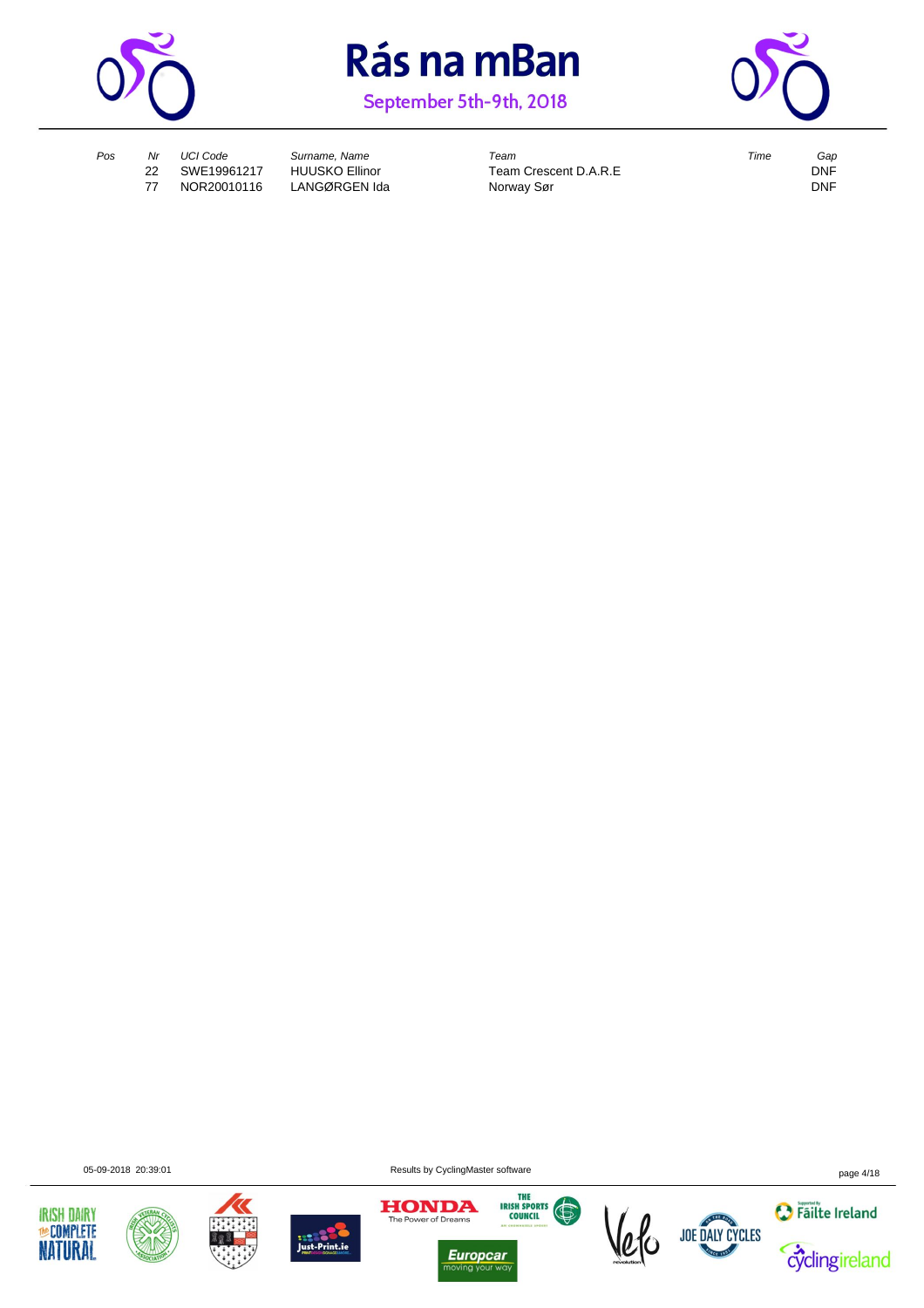# Rás na mBan

September 5th-9th, 2018

| Pos | Nr | UCI Code | Surname, Name | Team | Time | Gap |
|---|---|---|---|---|---|---|
| | 22 | SWE19961217 | HUUSKO Ellinor | Team Crescent D.A.R.E | | DNF |
| | 77 | NOR20010116 | LANGØRGEN Ida | Norway Sør | | DNF |

05-09-2018 20:39:01 Results by CyclingMaster software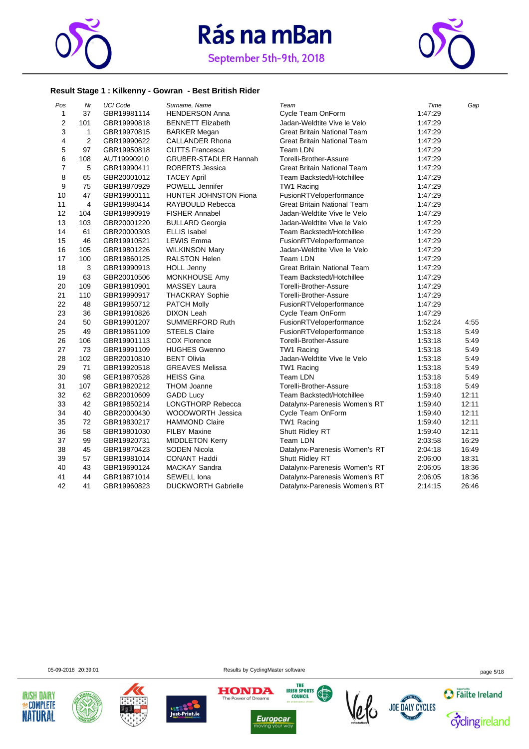# Rás na mBan

September 5th-9th, 2018

### Result Stage 1 : Kilkenny - Gowran - Best British Rider

| Pos | Nr | UCI Code | Surname, Name | Team | Time | Gap |
|---|---|---|---|---|---|---|
| 1 | 37 | GBR19981114 | HENDERSON Anna | Cycle Team OnForm | 1:47:29 | |
| 2 | 101 | GBR19990818 | BENNETT Elizabeth | Jadan-Weldtite Vive le Velo | 1:47:29 | |
| 3 | 1 | GBR19970815 | BARKER Megan | Great Britain National Team | 1:47:29 | |
| 4 | 2 | GBR19990622 | CALLANDER Rhona | Great Britain National Team | 1:47:29 | |
| 5 | 97 | GBR19950818 | CUTTS Francesca | Team LDN | 1:47:29 | |
| 6 | 108 | AUT19990910 | GRUBER-STADLER Hannah | Torelli-Brother-Assure | 1:47:29 | |
| 7 | 5 | GBR19990411 | ROBERTS Jessica | Great Britain National Team | 1:47:29 | |
| 8 | 65 | GBR20001012 | TACEY April | Team Backstedt/Hotchillee | 1:47:29 | |
| 9 | 75 | GBR19870929 | POWELL Jennifer | TW1 Racing | 1:47:29 | |
| 10 | 47 | GBR19900111 | HUNTER JOHNSTON Fiona | FusionRTVeloperformance | 1:47:29 | |
| 11 | 4 | GBR19980414 | RAYBOULD Rebecca | Great Britain National Team | 1:47:29 | |
| 12 | 104 | GBR19890919 | FISHER Annabel | Jadan-Weldtite Vive le Velo | 1:47:29 | |
| 13 | 103 | GBR20001220 | BULLARD Georgia | Jadan-Weldtite Vive le Velo | 1:47:29 | |
| 14 | 61 | GBR20000303 | ELLIS Isabel | Team Backstedt/Hotchillee | 1:47:29 | |
| 15 | 46 | GBR19910521 | LEWIS Emma | FusionRTVeloperformance | 1:47:29 | |
| 16 | 105 | GBR19801226 | WILKINSON Mary | Jadan-Weldtite Vive le Velo | 1:47:29 | |
| 17 | 100 | GBR19860125 | RALSTON Helen | Team LDN | 1:47:29 | |
| 18 | 3 | GBR19990913 | HOLL Jenny | Great Britain National Team | 1:47:29 | |
| 19 | 63 | GBR20010506 | MONKHOUSE Amy | Team Backstedt/Hotchillee | 1:47:29 | |
| 20 | 109 | GBR19810901 | MASSEY Laura | Torelli-Brother-Assure | 1:47:29 | |
| 21 | 110 | GBR19990917 | THACKRAY Sophie | Torelli-Brother-Assure | 1:47:29 | |
| 22 | 48 | GBR19950712 | PATCH Molly | FusionRTVeloperformance | 1:47:29 | |
| 23 | 36 | GBR19910826 | DIXON Leah | Cycle Team OnForm | 1:47:29 | |
| 24 | 50 | GBR19901207 | SUMMERFORD Ruth | FusionRTVeloperformance | 1:52:24 | 4:55 |
| 25 | 49 | GBR19861109 | STEELS Claire | FusionRTVeloperformance | 1:53:18 | 5:49 |
| 26 | 106 | GBR19901113 | COX Florence | Torelli-Brother-Assure | 1:53:18 | 5:49 |
| 27 | 73 | GBR19991109 | HUGHES Gwenno | TW1 Racing | 1:53:18 | 5:49 |
| 28 | 102 | GBR20010810 | BENT Olivia | Jadan-Weldtite Vive le Velo | 1:53:18 | 5:49 |
| 29 | 71 | GBR19920518 | GREAVES Melissa | TW1 Racing | 1:53:18 | 5:49 |
| 30 | 98 | GER19870528 | HEISS Gina | Team LDN | 1:53:18 | 5:49 |
| 31 | 107 | GBR19820212 | THOM Joanne | Torelli-Brother-Assure | 1:53:18 | 5:49 |
| 32 | 62 | GBR20010609 | GADD Lucy | Team Backstedt/Hotchillee | 1:59:40 | 12:11 |
| 33 | 42 | GBR19850214 | LONGTHORP Rebecca | Datalynx-Parenesis Women's RT | 1:59:40 | 12:11 |
| 34 | 40 | GBR20000430 | WOODWORTH Jessica | Cycle Team OnForm | 1:59:40 | 12:11 |
| 35 | 72 | GBR19830217 | HAMMOND Claire | TW1 Racing | 1:59:40 | 12:11 |
| 36 | 58 | GBR19801030 | FILBY Maxine | Shutt Ridley RT | 1:59:40 | 12:11 |
| 37 | 99 | GBR19920731 | MIDDLETON Kerry | Team LDN | 2:03:58 | 16:29 |
| 38 | 45 | GBR19870423 | SODEN Nicola | Datalynx-Parenesis Women's RT | 2:04:18 | 16:49 |
| 39 | 57 | GBR19981014 | CONANT Haddi | Shutt Ridley RT | 2:06:00 | 18:31 |
| 40 | 43 | GBR19690124 | MACKAY Sandra | Datalynx-Parenesis Women's RT | 2:06:05 | 18:36 |
| 41 | 44 | GBR19871014 | SEWELL Iona | Datalynx-Parenesis Women's RT | 2:06:05 | 18:36 |
| 42 | 41 | GBR19960823 | DUCKWORTH Gabrielle | Datalynx-Parenesis Women's RT | 2:14:15 | 26:46 |

05-09-2018 20:39:01 Results by CyclingMaster software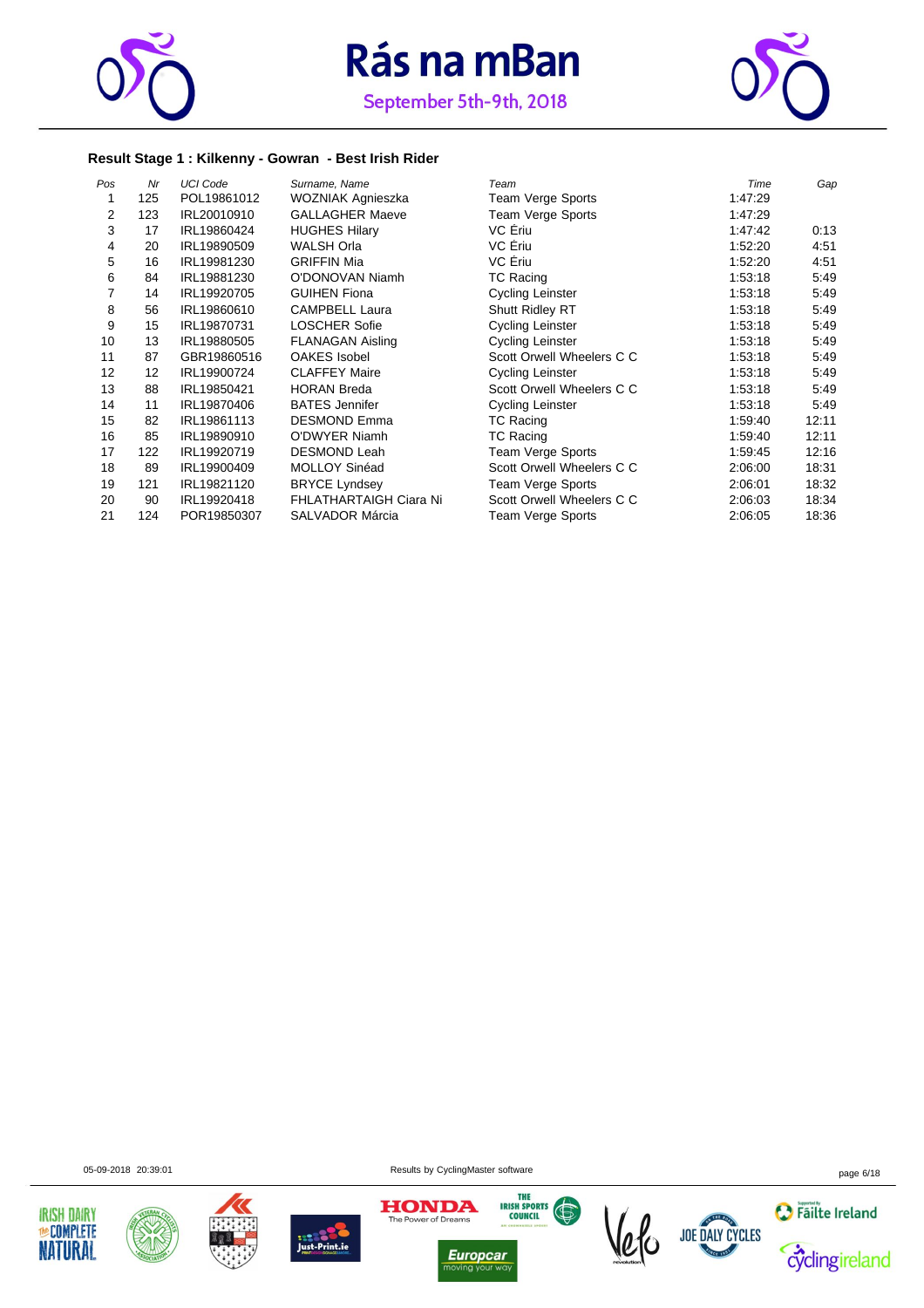# Rás na mBan

September 5th-9th, 2018

### Result Stage 1 : Kilkenny - Gowran - Best Irish Rider

| Pos | Nr | UCI Code | Surname, Name | Team | Time | Gap |
|---|---|---|---|---|---|---|
| 1 | 125 | POL19861012 | WOZNIAK Agnieszka | Team Verge Sports | 1:47:29 | |
| 2 | 123 | IRL20010910 | GALLAGHER Maeve | Team Verge Sports | 1:47:29 | |
| 3 | 17 | IRL19860424 | HUGHES Hilary | VC Ériu | 1:47:42 | 0:13 |
| 4 | 20 | IRL19890509 | WALSH Orla | VC Ériu | 1:52:20 | 4:51 |
| 5 | 16 | IRL19981230 | GRIFFIN Mia | VC Ériu | 1:52:20 | 4:51 |
| 6 | 84 | IRL19881230 | O'DONOVAN Niamh | TC Racing | 1:53:18 | 5:49 |
| 7 | 14 | IRL19920705 | GUIHEN Fiona | Cycling Leinster | 1:53:18 | 5:49 |
| 8 | 56 | IRL19860610 | CAMPBELL Laura | Shutt Ridley RT | 1:53:18 | 5:49 |
| 9 | 15 | IRL19870731 | LOSCHER Sofie | Cycling Leinster | 1:53:18 | 5:49 |
| 10 | 13 | IRL19880505 | FLANAGAN Aisling | Cycling Leinster | 1:53:18 | 5:49 |
| 11 | 87 | GBR19860516 | OAKES Isobel | Scott Orwell Wheelers C C | 1:53:18 | 5:49 |
| 12 | 12 | IRL19900724 | CLAFFEY Maire | Cycling Leinster | 1:53:18 | 5:49 |
| 13 | 88 | IRL19850421 | HORAN Breda | Scott Orwell Wheelers C C | 1:53:18 | 5:49 |
| 14 | 11 | IRL19870406 | BATES Jennifer | Cycling Leinster | 1:53:18 | 5:49 |
| 15 | 82 | IRL19861113 | DESMOND Emma | TC Racing | 1:59:40 | 12:11 |
| 16 | 85 | IRL19890910 | O'DWYER Niamh | TC Racing | 1:59:40 | 12:11 |
| 17 | 122 | IRL19920719 | DESMOND Leah | Team Verge Sports | 1:59:45 | 12:16 |
| 18 | 89 | IRL19900409 | MOLLOY Sinéad | Scott Orwell Wheelers C C | 2:06:00 | 18:31 |
| 19 | 121 | IRL19821120 | BRYCE Lyndsey | Team Verge Sports | 2:06:01 | 18:32 |
| 20 | 90 | IRL19920418 | FHLATHARTAIGH Ciara Ni | Scott Orwell Wheelers C C | 2:06:03 | 18:34 |
| 21 | 124 | POR19850307 | SALVADOR Márcia | Team Verge Sports | 2:06:05 | 18:36 |

05-09-2018 20:39:01 Results by CyclingMaster software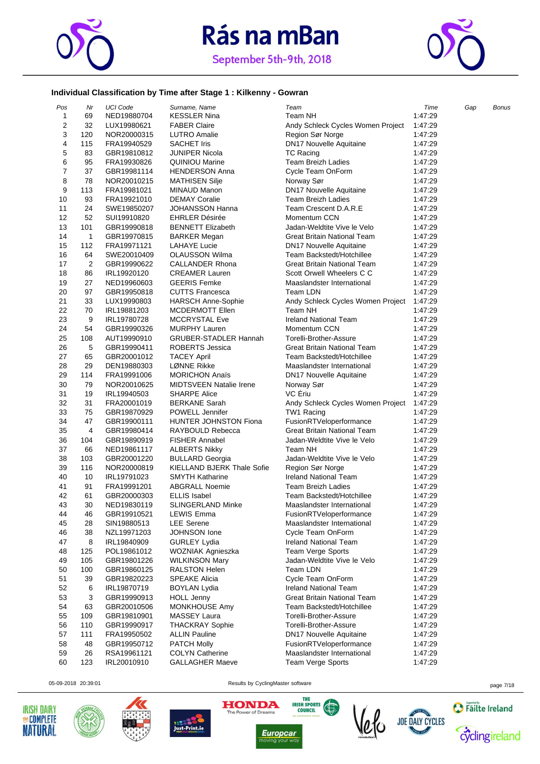# Rás na mBan

September 5th-9th, 2018

### Individual Classification by Time after Stage 1 : Kilkenny - Gowran

| Pos | Nr | UCI Code | Surname, Name | Team | Time | Gap | Bonus |
|---|---|---|---|---|---|---|---|
| 1 | 69 | NED19880704 | KESSLER Nina | Team NH | 1:47:29 | | |
| 2 | 32 | LUX19980621 | FABER Claire | Andy Schleck Cycles Women Project | 1:47:29 | | |
| 3 | 120 | NOR20000315 | LUTRO Amalie | Region Sør Norge | 1:47:29 | | |
| 4 | 115 | FRA19940529 | SACHET Iris | DN17 Nouvelle Aquitaine | 1:47:29 | | |
| 5 | 83 | GBR19810812 | JUNIPER Nicola | TC Racing | 1:47:29 | | |
| 6 | 95 | FRA19930826 | QUINIOU Marine | Team Breizh Ladies | 1:47:29 | | |
| 7 | 37 | GBR19981114 | HENDERSON Anna | Cycle Team OnForm | 1:47:29 | | |
| 8 | 78 | NOR20010215 | MATHISEN Silje | Norway Sør | 1:47:29 | | |
| 9 | 113 | FRA19981021 | MINAUD Manon | DN17 Nouvelle Aquitaine | 1:47:29 | | |
| 10 | 93 | FRA19921010 | DEMAY Coralie | Team Breizh Ladies | 1:47:29 | | |
| 11 | 24 | SWE19850207 | JOHANSSON Hanna | Team Crescent D.A.R.E | 1:47:29 | | |
| 12 | 52 | SUI19910820 | EHRLER Désirée | Momentum CCN | 1:47:29 | | |
| 13 | 101 | GBR19990818 | BENNETT Elizabeth | Jadan-Weldtite Vive le Velo | 1:47:29 | | |
| 14 | 1 | GBR19970815 | BARKER Megan | Great Britain National Team | 1:47:29 | | |
| 15 | 112 | FRA19971121 | LAHAYE Lucie | DN17 Nouvelle Aquitaine | 1:47:29 | | |
| 16 | 64 | SWE20010409 | OLAUSSON Wilma | Team Backstedt/Hotchillee | 1:47:29 | | |
| 17 | 2 | GBR19990622 | CALLANDER Rhona | Great Britain National Team | 1:47:29 | | |
| 18 | 86 | IRL19920120 | CREAMER Lauren | Scott Orwell Wheelers C C | 1:47:29 | | |
| 19 | 27 | NED19960603 | GEERIS Femke | Maaslandster International | 1:47:29 | | |
| 20 | 97 | GBR19950818 | CUTTS Francesca | Team LDN | 1:47:29 | | |
| 21 | 33 | LUX19990803 | HARSCH Anne-Sophie | Andy Schleck Cycles Women Project | 1:47:29 | | |
| 22 | 70 | IRL19881203 | MCDERMOTT Ellen | Team NH | 1:47:29 | | |
| 23 | 9 | IRL19780728 | MCCRYSTAL Eve | Ireland National Team | 1:47:29 | | |
| 24 | 54 | GBR19990326 | MURPHY Lauren | Momentum CCN | 1:47:29 | | |
| 25 | 108 | AUT19990910 | GRUBER-STADLER Hannah | Torelli-Brother-Assure | 1:47:29 | | |
| 26 | 5 | GBR19990411 | ROBERTS Jessica | Great Britain National Team | 1:47:29 | | |
| 27 | 65 | GBR20001012 | TACEY April | Team Backstedt/Hotchillee | 1:47:29 | | |
| 28 | 29 | DEN19880303 | LØNNE Rikke | Maaslandster International | 1:47:29 | | |
| 29 | 114 | FRA19991006 | MORICHON Anaïs | DN17 Nouvelle Aquitaine | 1:47:29 | | |
| 30 | 79 | NOR20010625 | MIDTSVEEN Natalie Irene | Norway Sør | 1:47:29 | | |
| 31 | 19 | IRL19940503 | SHARPE Alice | VC Ériu | 1:47:29 | | |
| 32 | 31 | FRA20001019 | BERKANE Sarah | Andy Schleck Cycles Women Project | 1:47:29 | | |
| 33 | 75 | GBR19870929 | POWELL Jennifer | TW1 Racing | 1:47:29 | | |
| 34 | 47 | GBR19900111 | HUNTER JOHNSTON Fiona | FusionRTVeloperformance | 1:47:29 | | |
| 35 | 4 | GBR19980414 | RAYBOULD Rebecca | Great Britain National Team | 1:47:29 | | |
| 36 | 104 | GBR19890919 | FISHER Annabel | Jadan-Weldtite Vive le Velo | 1:47:29 | | |
| 37 | 66 | NED19861117 | ALBERTS Nikky | Team NH | 1:47:29 | | |
| 38 | 103 | GBR20001220 | BULLARD Georgia | Jadan-Weldtite Vive le Velo | 1:47:29 | | |
| 39 | 116 | NOR20000819 | KIELLAND BJERK Thale Sofie | Region Sør Norge | 1:47:29 | | |
| 40 | 10 | IRL19791023 | SMYTH Katharine | Ireland National Team | 1:47:29 | | |
| 41 | 91 | FRA19991201 | ABGRALL Noemie | Team Breizh Ladies | 1:47:29 | | |
| 42 | 61 | GBR20000303 | ELLIS Isabel | Team Backstedt/Hotchillee | 1:47:29 | | |
| 43 | 30 | NED19830119 | SLINGERLAND Minke | Maaslandster International | 1:47:29 | | |
| 44 | 46 | GBR19910521 | LEWIS Emma | FusionRTVeloperformance | 1:47:29 | | |
| 45 | 28 | SIN19880513 | LEE Serene | Maaslandster International | 1:47:29 | | |
| 46 | 38 | NZL19971203 | JOHNSON Ione | Cycle Team OnForm | 1:47:29 | | |
| 47 | 8 | IRL19840909 | GURLEY Lydia | Ireland National Team | 1:47:29 | | |
| 48 | 125 | POL19861012 | WOZNIAK Agnieszka | Team Verge Sports | 1:47:29 | | |
| 49 | 105 | GBR19801226 | WILKINSON Mary | Jadan-Weldtite Vive le Velo | 1:47:29 | | |
| 50 | 100 | GBR19860125 | RALSTON Helen | Team LDN | 1:47:29 | | |
| 51 | 39 | GBR19820223 | SPEAKE Alicia | Cycle Team OnForm | 1:47:29 | | |
| 52 | 6 | IRL19870719 | BOYLAN Lydia | Ireland National Team | 1:47:29 | | |
| 53 | 3 | GBR19990913 | HOLL Jenny | Great Britain National Team | 1:47:29 | | |
| 54 | 63 | GBR20010506 | MONKHOUSE Amy | Team Backstedt/Hotchillee | 1:47:29 | | |
| 55 | 109 | GBR19810901 | MASSEY Laura | Torelli-Brother-Assure | 1:47:29 | | |
| 56 | 110 | GBR19990917 | THACKRAY Sophie | Torelli-Brother-Assure | 1:47:29 | | |
| 57 | 111 | FRA19950502 | ALLIN Pauline | DN17 Nouvelle Aquitaine | 1:47:29 | | |
| 58 | 48 | GBR19950712 | PATCH Molly | FusionRTVeloperformance | 1:47:29 | | |
| 59 | 26 | RSA19961121 | COLYN Catherine | Maaslandster International | 1:47:29 | | |
| 60 | 123 | IRL20010910 | GALLAGHER Maeve | Team Verge Sports | 1:47:29 | | |

05-09-2018 20:39:01 Results by CyclingMaster software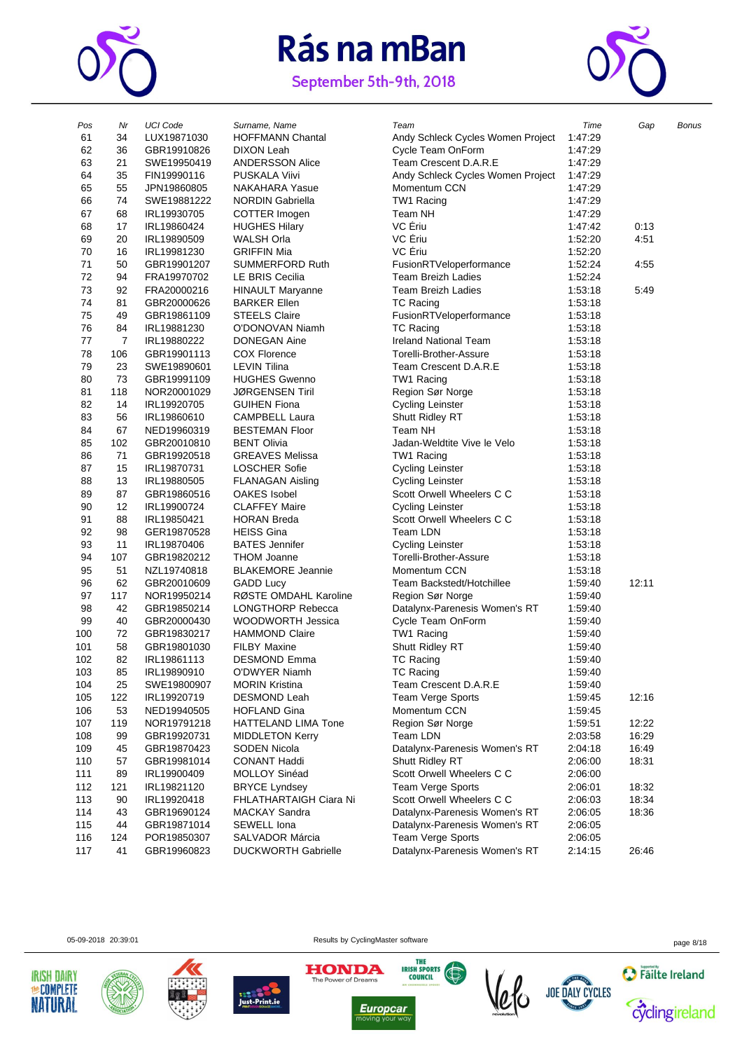# Rás na mBan

September 5th-9th, 2018

| Pos | Nr | UCI Code | Surname, Name | Team | Time | Gap | Bonus |
|---|---|---|---|---|---|---|---|
| 61 | 34 | LUX19871030 | HOFFMANN Chantal | Andy Schleck Cycles Women Project | 1:47:29 | | |
| 62 | 36 | GBR19910826 | DIXON Leah | Cycle Team OnForm | 1:47:29 | | |
| 63 | 21 | SWE19950419 | ANDERSSON Alice | Team Crescent D.A.R.E | 1:47:29 | | |
| 64 | 35 | FIN19990116 | PUSKALA Viivi | Andy Schleck Cycles Women Project | 1:47:29 | | |
| 65 | 55 | JPN19860805 | NAKAHARA Yasue | Momentum CCN | 1:47:29 | | |
| 66 | 74 | SWE19881222 | NORDIN Gabriella | TW1 Racing | 1:47:29 | | |
| 67 | 68 | IRL19930705 | COTTER Imogen | Team NH | 1:47:29 | | |
| 68 | 17 | IRL19860424 | HUGHES Hilary | VC Ériu | 1:47:42 | 0:13 | |
| 69 | 20 | IRL19890509 | WALSH Orla | VC Ériu | 1:52:20 | 4:51 | |
| 70 | 16 | IRL19981230 | GRIFFIN Mia | VC Ériu | 1:52:20 | | |
| 71 | 50 | GBR19901207 | SUMMERFORD Ruth | FusionRTVeloperformance | 1:52:24 | 4:55 | |
| 72 | 94 | FRA19970702 | LE BRIS Cecilia | Team Breizh Ladies | 1:52:24 | | |
| 73 | 92 | FRA20000216 | HINAULT Maryanne | Team Breizh Ladies | 1:53:18 | 5:49 | |
| 74 | 81 | GBR20000626 | BARKER Ellen | TC Racing | 1:53:18 | | |
| 75 | 49 | GBR19861109 | STEELS Claire | FusionRTVeloperformance | 1:53:18 | | |
| 76 | 84 | IRL19881230 | O'DONOVAN Niamh | TC Racing | 1:53:18 | | |
| 77 | 7 | IRL19880222 | DONEGAN Aine | Ireland National Team | 1:53:18 | | |
| 78 | 106 | GBR19901113 | COX Florence | Torelli-Brother-Assure | 1:53:18 | | |
| 79 | 23 | SWE19890601 | LEVIN Tilina | Team Crescent D.A.R.E | 1:53:18 | | |
| 80 | 73 | GBR19991109 | HUGHES Gwenno | TW1 Racing | 1:53:18 | | |
| 81 | 118 | NOR20001029 | JØRGENSEN Tiril | Region Sør Norge | 1:53:18 | | |
| 82 | 14 | IRL19920705 | GUIHEN Fiona | Cycling Leinster | 1:53:18 | | |
| 83 | 56 | IRL19860610 | CAMPBELL Laura | Shutt Ridley RT | 1:53:18 | | |
| 84 | 67 | NED19960319 | BESTEMAN Floor | Team NH | 1:53:18 | | |
| 85 | 102 | GBR20010810 | BENT Olivia | Jadan-Weldtite Vive le Velo | 1:53:18 | | |
| 86 | 71 | GBR19920518 | GREAVES Melissa | TW1 Racing | 1:53:18 | | |
| 87 | 15 | IRL19870731 | LOSCHER Sofie | Cycling Leinster | 1:53:18 | | |
| 88 | 13 | IRL19880505 | FLANAGAN Aisling | Cycling Leinster | 1:53:18 | | |
| 89 | 87 | GBR19860516 | OAKES Isobel | Scott Orwell Wheelers C C | 1:53:18 | | |
| 90 | 12 | IRL19900724 | CLAFFEY Maire | Cycling Leinster | 1:53:18 | | |
| 91 | 88 | IRL19850421 | HORAN Breda | Scott Orwell Wheelers C C | 1:53:18 | | |
| 92 | 98 | GER19870528 | HEISS Gina | Team LDN | 1:53:18 | | |
| 93 | 11 | IRL19870406 | BATES Jennifer | Cycling Leinster | 1:53:18 | | |
| 94 | 107 | GBR19820212 | THOM Joanne | Torelli-Brother-Assure | 1:53:18 | | |
| 95 | 51 | NZL19740818 | BLAKEMORE Jeannie | Momentum CCN | 1:53:18 | | |
| 96 | 62 | GBR20010609 | GADD Lucy | Team Backstedt/Hotchillee | 1:59:40 | 12:11 | |
| 97 | 117 | NOR19950214 | RØSTE OMDAHL Karoline | Region Sør Norge | 1:59:40 | | |
| 98 | 42 | GBR19850214 | LONGTHORP Rebecca | Datalynx-Parenesis Women's RT | 1:59:40 | | |
| 99 | 40 | GBR20000430 | WOODWORTH Jessica | Cycle Team OnForm | 1:59:40 | | |
| 100 | 72 | GBR19830217 | HAMMOND Claire | TW1 Racing | 1:59:40 | | |
| 101 | 58 | GBR19801030 | FILBY Maxine | Shutt Ridley RT | 1:59:40 | | |
| 102 | 82 | IRL19861113 | DESMOND Emma | TC Racing | 1:59:40 | | |
| 103 | 85 | IRL19890910 | O'DWYER Niamh | TC Racing | 1:59:40 | | |
| 104 | 25 | SWE19800907 | MORIN Kristina | Team Crescent D.A.R.E | 1:59:40 | | |
| 105 | 122 | IRL19920719 | DESMOND Leah | Team Verge Sports | 1:59:45 | 12:16 | |
| 106 | 53 | NED19940505 | HOFLAND Gina | Momentum CCN | 1:59:45 | | |
| 107 | 119 | NOR19791218 | HATTELAND LIMA Tone | Region Sør Norge | 1:59:51 | 12:22 | |
| 108 | 99 | GBR19920731 | MIDDLETON Kerry | Team LDN | 2:03:58 | 16:29 | |
| 109 | 45 | GBR19870423 | SODEN Nicola | Datalynx-Parenesis Women's RT | 2:04:18 | 16:49 | |
| 110 | 57 | GBR19981014 | CONANT Haddi | Shutt Ridley RT | 2:06:00 | 18:31 | |
| 111 | 89 | IRL19900409 | MOLLOY Sinéad | Scott Orwell Wheelers C C | 2:06:00 | | |
| 112 | 121 | IRL19821120 | BRYCE Lyndsey | Team Verge Sports | 2:06:01 | 18:32 | |
| 113 | 90 | IRL19920418 | FHLATHARTAIGH Ciara Ni | Scott Orwell Wheelers C C | 2:06:03 | 18:34 | |
| 114 | 43 | GBR19690124 | MACKAY Sandra | Datalynx-Parenesis Women's RT | 2:06:05 | 18:36 | |
| 115 | 44 | GBR19871014 | SEWELL Iona | Datalynx-Parenesis Women's RT | 2:06:05 | | |
| 116 | 124 | POR19850307 | SALVADOR Márcia | Team Verge Sports | 2:06:05 | | |
| 117 | 41 | GBR19960823 | DUCKWORTH Gabrielle | Datalynx-Parenesis Women's RT | 2:14:15 | 26:46 | |

05-09-2018 20:39:01 Results by CyclingMaster software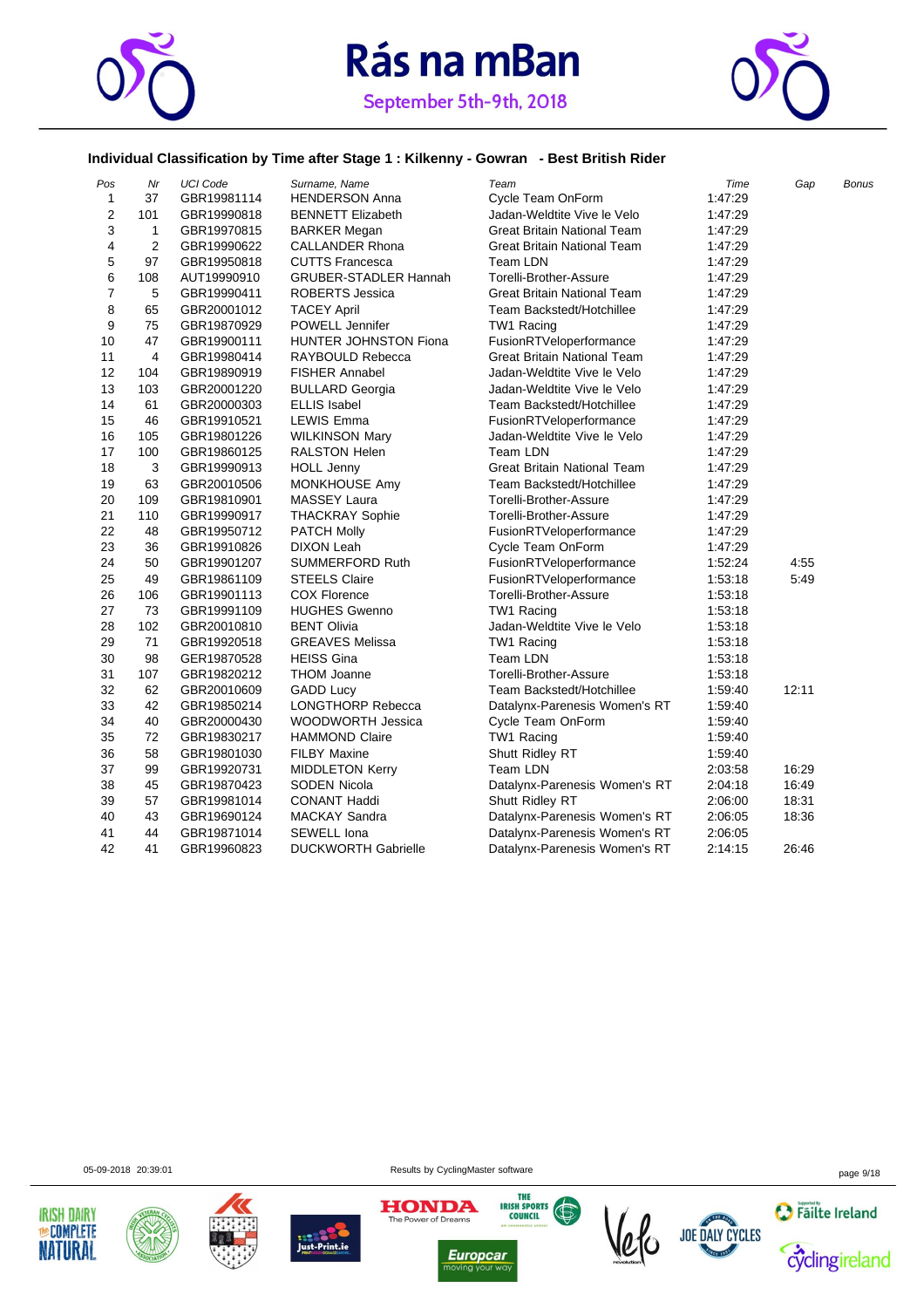# Rás na mBan

September 5th-9th, 2018

### Individual Classification by Time after Stage 1 : Kilkenny - Gowran - Best British Rider

| Pos | Nr | UCI Code | Surname, Name | Team | Time | Gap | Bonus |
|---|---|---|---|---|---|---|---|
| 1 | 37 | GBR19981114 | HENDERSON Anna | Cycle Team OnForm | 1:47:29 | | |
| 2 | 101 | GBR19990818 | BENNETT Elizabeth | Jadan-Weldtite Vive le Velo | 1:47:29 | | |
| 3 | 1 | GBR19970815 | BARKER Megan | Great Britain National Team | 1:47:29 | | |
| 4 | 2 | GBR19990622 | CALLANDER Rhona | Great Britain National Team | 1:47:29 | | |
| 5 | 97 | GBR19950818 | CUTTS Francesca | Team LDN | 1:47:29 | | |
| 6 | 108 | AUT19990910 | GRUBER-STADLER Hannah | Torelli-Brother-Assure | 1:47:29 | | |
| 7 | 5 | GBR19990411 | ROBERTS Jessica | Great Britain National Team | 1:47:29 | | |
| 8 | 65 | GBR20001012 | TACEY April | Team Backstedt/Hotchillee | 1:47:29 | | |
| 9 | 75 | GBR19870929 | POWELL Jennifer | TW1 Racing | 1:47:29 | | |
| 10 | 47 | GBR19900111 | HUNTER JOHNSTON Fiona | FusionRTVeloperformance | 1:47:29 | | |
| 11 | 4 | GBR19980414 | RAYBOULD Rebecca | Great Britain National Team | 1:47:29 | | |
| 12 | 104 | GBR19890919 | FISHER Annabel | Jadan-Weldtite Vive le Velo | 1:47:29 | | |
| 13 | 103 | GBR20001220 | BULLARD Georgia | Jadan-Weldtite Vive le Velo | 1:47:29 | | |
| 14 | 61 | GBR20000303 | ELLIS Isabel | Team Backstedt/Hotchillee | 1:47:29 | | |
| 15 | 46 | GBR19910521 | LEWIS Emma | FusionRTVeloperformance | 1:47:29 | | |
| 16 | 105 | GBR19801226 | WILKINSON Mary | Jadan-Weldtite Vive le Velo | 1:47:29 | | |
| 17 | 100 | GBR19860125 | RALSTON Helen | Team LDN | 1:47:29 | | |
| 18 | 3 | GBR19990913 | HOLL Jenny | Great Britain National Team | 1:47:29 | | |
| 19 | 63 | GBR20010506 | MONKHOUSE Amy | Team Backstedt/Hotchillee | 1:47:29 | | |
| 20 | 109 | GBR19810901 | MASSEY Laura | Torelli-Brother-Assure | 1:47:29 | | |
| 21 | 110 | GBR19990917 | THACKRAY Sophie | Torelli-Brother-Assure | 1:47:29 | | |
| 22 | 48 | GBR19950712 | PATCH Molly | FusionRTVeloperformance | 1:47:29 | | |
| 23 | 36 | GBR19910826 | DIXON Leah | Cycle Team OnForm | 1:47:29 | | |
| 24 | 50 | GBR19901207 | SUMMERFORD Ruth | FusionRTVeloperformance | 1:52:24 | 4:55 | |
| 25 | 49 | GBR19861109 | STEELS Claire | FusionRTVeloperformance | 1:53:18 | 5:49 | |
| 26 | 106 | GBR19901113 | COX Florence | Torelli-Brother-Assure | 1:53:18 | | |
| 27 | 73 | GBR19991109 | HUGHES Gwenno | TW1 Racing | 1:53:18 | | |
| 28 | 102 | GBR20010810 | BENT Olivia | Jadan-Weldtite Vive le Velo | 1:53:18 | | |
| 29 | 71 | GBR19920518 | GREAVES Melissa | TW1 Racing | 1:53:18 | | |
| 30 | 98 | GER19870528 | HEISS Gina | Team LDN | 1:53:18 | | |
| 31 | 107 | GBR19820212 | THOM Joanne | Torelli-Brother-Assure | 1:53:18 | | |
| 32 | 62 | GBR20010609 | GADD Lucy | Team Backstedt/Hotchillee | 1:59:40 | 12:11 | |
| 33 | 42 | GBR19850214 | LONGTHORP Rebecca | Datalynx-Parenesis Women's RT | 1:59:40 | | |
| 34 | 40 | GBR20000430 | WOODWORTH Jessica | Cycle Team OnForm | 1:59:40 | | |
| 35 | 72 | GBR19830217 | HAMMOND Claire | TW1 Racing | 1:59:40 | | |
| 36 | 58 | GBR19801030 | FILBY Maxine | Shutt Ridley RT | 1:59:40 | | |
| 37 | 99 | GBR19920731 | MIDDLETON Kerry | Team LDN | 2:03:58 | 16:29 | |
| 38 | 45 | GBR19870423 | SODEN Nicola | Datalynx-Parenesis Women's RT | 2:04:18 | 16:49 | |
| 39 | 57 | GBR19981014 | CONANT Haddi | Shutt Ridley RT | 2:06:00 | 18:31 | |
| 40 | 43 | GBR19690124 | MACKAY Sandra | Datalynx-Parenesis Women's RT | 2:06:05 | 18:36 | |
| 41 | 44 | GBR19871014 | SEWELL Iona | Datalynx-Parenesis Women's RT | 2:06:05 | | |
| 42 | 41 | GBR19960823 | DUCKWORTH Gabrielle | Datalynx-Parenesis Women's RT | 2:14:15 | 26:46 | |

05-09-2018 20:39:01 Results by CyclingMaster software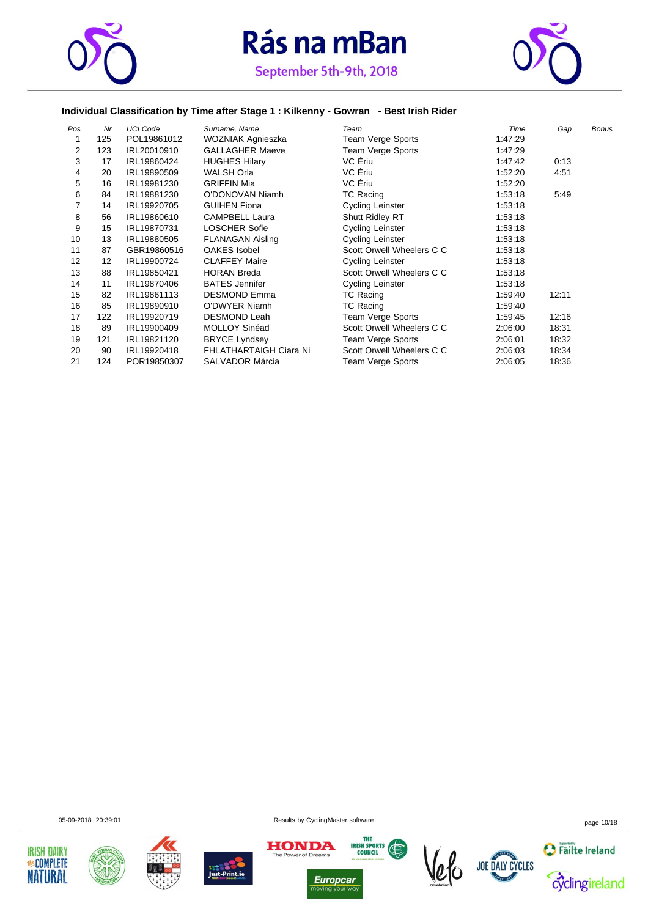# Rás na mBan

September 5th-9th, 2018

### Individual Classification by Time after Stage 1 : Kilkenny - Gowran - Best Irish Rider

| Pos | Nr | UCI Code | Surname, Name | Team | Time | Gap | Bonus |
|---|---|---|---|---|---|---|---|
| 1 | 125 | POL19861012 | WOZNIAK Agnieszka | Team Verge Sports | 1:47:29 | | |
| 2 | 123 | IRL20010910 | GALLAGHER Maeve | Team Verge Sports | 1:47:29 | | |
| 3 | 17 | IRL19860424 | HUGHES Hilary | VC Ériu | 1:47:42 | 0:13 | |
| 4 | 20 | IRL19890509 | WALSH Orla | VC Ériu | 1:52:20 | 4:51 | |
| 5 | 16 | IRL19981230 | GRIFFIN Mia | VC Ériu | 1:52:20 | | |
| 6 | 84 | IRL19881230 | O'DONOVAN Niamh | TC Racing | 1:53:18 | 5:49 | |
| 7 | 14 | IRL19920705 | GUIHEN Fiona | Cycling Leinster | 1:53:18 | | |
| 8 | 56 | IRL19860610 | CAMPBELL Laura | Shutt Ridley RT | 1:53:18 | | |
| 9 | 15 | IRL19870731 | LOSCHER Sofie | Cycling Leinster | 1:53:18 | | |
| 10 | 13 | IRL19880505 | FLANAGAN Aisling | Cycling Leinster | 1:53:18 | | |
| 11 | 87 | GBR19860516 | OAKES Isobel | Scott Orwell Wheelers C C | 1:53:18 | | |
| 12 | 12 | IRL19900724 | CLAFFEY Maire | Cycling Leinster | 1:53:18 | | |
| 13 | 88 | IRL19850421 | HORAN Breda | Scott Orwell Wheelers C C | 1:53:18 | | |
| 14 | 11 | IRL19870406 | BATES Jennifer | Cycling Leinster | 1:53:18 | | |
| 15 | 82 | IRL19861113 | DESMOND Emma | TC Racing | 1:59:40 | 12:11 | |
| 16 | 85 | IRL19890910 | O'DWYER Niamh | TC Racing | 1:59:40 | | |
| 17 | 122 | IRL19920719 | DESMOND Leah | Team Verge Sports | 1:59:45 | 12:16 | |
| 18 | 89 | IRL19900409 | MOLLOY Sinéad | Scott Orwell Wheelers C C | 2:06:00 | 18:31 | |
| 19 | 121 | IRL19821120 | BRYCE Lyndsey | Team Verge Sports | 2:06:01 | 18:32 | |
| 20 | 90 | IRL19920418 | FHLATHARTAIGH Ciara Ni | Scott Orwell Wheelers C C | 2:06:03 | 18:34 | |
| 21 | 124 | POR19850307 | SALVADOR Márcia | Team Verge Sports | 2:06:05 | 18:36 | |

05-09-2018 20:39:01 Results by CyclingMaster software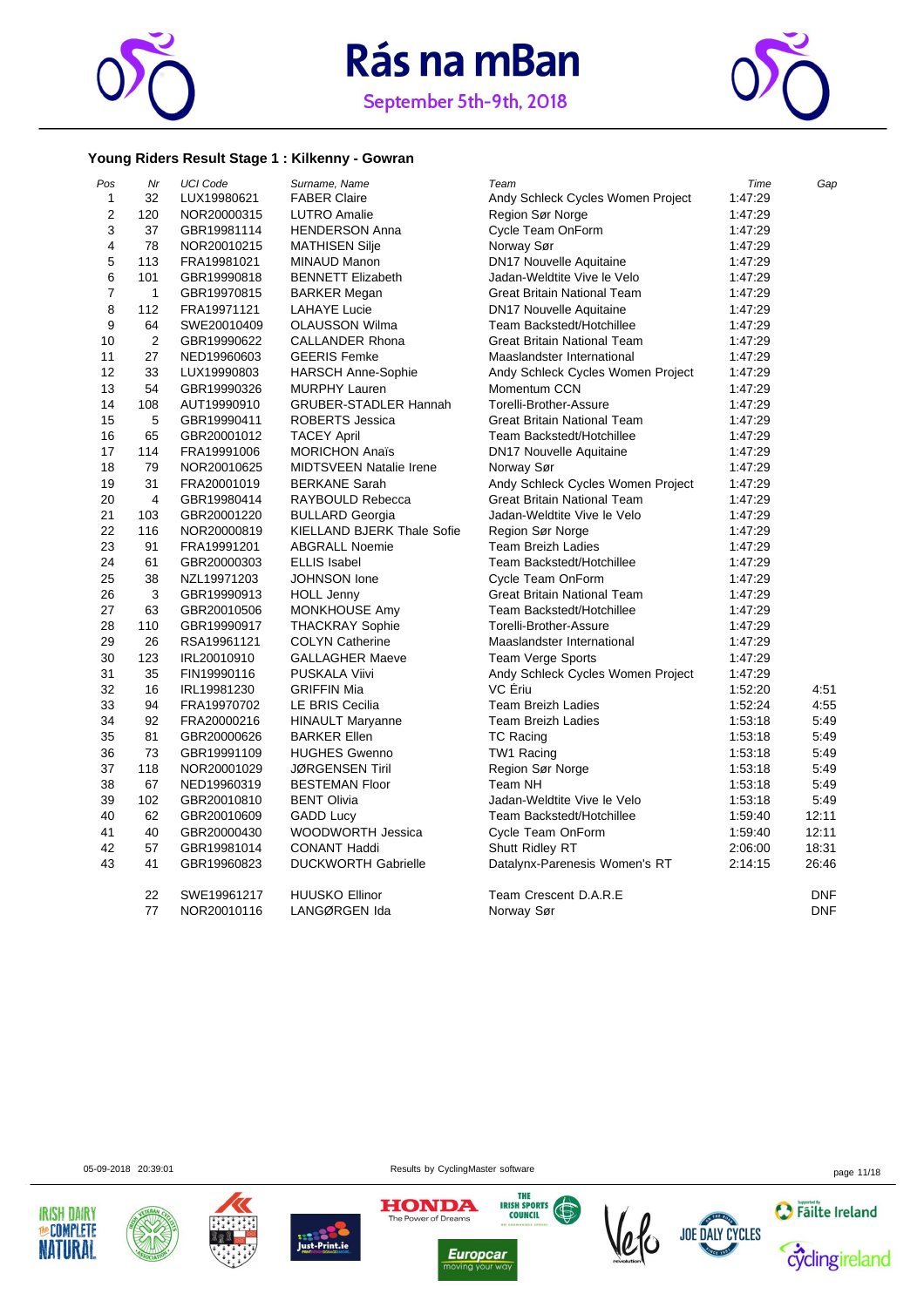# Rás na mBan

September 5th-9th, 2018

### Young Riders Result Stage 1 : Kilkenny - Gowran

| Pos | Nr | UCI Code | Surname, Name | Team | Time | Gap |
|---|---|---|---|---|---|---|
| 1 | 32 | LUX19980621 | FABER Claire | Andy Schleck Cycles Women Project | 1:47:29 | |
| 2 | 120 | NOR20000315 | LUTRO Amalie | Region Sør Norge | 1:47:29 | |
| 3 | 37 | GBR19981114 | HENDERSON Anna | Cycle Team OnForm | 1:47:29 | |
| 4 | 78 | NOR20010215 | MATHISEN Silje | Norway Sør | 1:47:29 | |
| 5 | 113 | FRA19981021 | MINAUD Manon | DN17 Nouvelle Aquitaine | 1:47:29 | |
| 6 | 101 | GBR19990818 | BENNETT Elizabeth | Jadan-Weldtite Vive le Velo | 1:47:29 | |
| 7 | 1 | GBR19970815 | BARKER Megan | Great Britain National Team | 1:47:29 | |
| 8 | 112 | FRA19971121 | LAHAYE Lucie | DN17 Nouvelle Aquitaine | 1:47:29 | |
| 9 | 64 | SWE20010409 | OLAUSSON Wilma | Team Backstedt/Hotchillee | 1:47:29 | |
| 10 | 2 | GBR19990622 | CALLANDER Rhona | Great Britain National Team | 1:47:29 | |
| 11 | 27 | NED19960603 | GEERIS Femke | Maaslandster International | 1:47:29 | |
| 12 | 33 | LUX19990803 | HARSCH Anne-Sophie | Andy Schleck Cycles Women Project | 1:47:29 | |
| 13 | 54 | GBR19990326 | MURPHY Lauren | Momentum CCN | 1:47:29 | |
| 14 | 108 | AUT19990910 | GRUBER-STADLER Hannah | Torelli-Brother-Assure | 1:47:29 | |
| 15 | 5 | GBR19990411 | ROBERTS Jessica | Great Britain National Team | 1:47:29 | |
| 16 | 65 | GBR20001012 | TACEY April | Team Backstedt/Hotchillee | 1:47:29 | |
| 17 | 114 | FRA19991006 | MORICHON Anaïs | DN17 Nouvelle Aquitaine | 1:47:29 | |
| 18 | 79 | NOR20010625 | MIDTSVEEN Natalie Irene | Norway Sør | 1:47:29 | |
| 19 | 31 | FRA20001019 | BERKANE Sarah | Andy Schleck Cycles Women Project | 1:47:29 | |
| 20 | 4 | GBR19980414 | RAYBOULD Rebecca | Great Britain National Team | 1:47:29 | |
| 21 | 103 | GBR20001220 | BULLARD Georgia | Jadan-Weldtite Vive le Velo | 1:47:29 | |
| 22 | 116 | NOR20000819 | KIELLAND BJERK Thale Sofie | Region Sør Norge | 1:47:29 | |
| 23 | 91 | FRA19991201 | ABGRALL Noemie | Team Breizh Ladies | 1:47:29 | |
| 24 | 61 | GBR20000303 | ELLIS Isabel | Team Backstedt/Hotchillee | 1:47:29 | |
| 25 | 38 | NZL19971203 | JOHNSON Ione | Cycle Team OnForm | 1:47:29 | |
| 26 | 3 | GBR19990913 | HOLL Jenny | Great Britain National Team | 1:47:29 | |
| 27 | 63 | GBR20010506 | MONKHOUSE Amy | Team Backstedt/Hotchillee | 1:47:29 | |
| 28 | 110 | GBR19990917 | THACKRAY Sophie | Torelli-Brother-Assure | 1:47:29 | |
| 29 | 26 | RSA19961121 | COLYN Catherine | Maaslandster International | 1:47:29 | |
| 30 | 123 | IRL20010910 | GALLAGHER Maeve | Team Verge Sports | 1:47:29 | |
| 31 | 35 | FIN19990116 | PUSKALA Viivi | Andy Schleck Cycles Women Project | 1:47:29 | |
| 32 | 16 | IRL19981230 | GRIFFIN Mia | VC Ériu | 1:52:20 | 4:51 |
| 33 | 94 | FRA19970702 | LE BRIS Cecilia | Team Breizh Ladies | 1:52:24 | 4:55 |
| 34 | 92 | FRA20000216 | HINAULT Maryanne | Team Breizh Ladies | 1:53:18 | 5:49 |
| 35 | 81 | GBR20000626 | BARKER Ellen | TC Racing | 1:53:18 | 5:49 |
| 36 | 73 | GBR19991109 | HUGHES Gwenno | TW1 Racing | 1:53:18 | 5:49 |
| 37 | 118 | NOR20001029 | JØRGENSEN Tiril | Region Sør Norge | 1:53:18 | 5:49 |
| 38 | 67 | NED19960319 | BESTEMAN Floor | Team NH | 1:53:18 | 5:49 |
| 39 | 102 | GBR20010810 | BENT Olivia | Jadan-Weldtite Vive le Velo | 1:53:18 | 5:49 |
| 40 | 62 | GBR20010609 | GADD Lucy | Team Backstedt/Hotchillee | 1:59:40 | 12:11 |
| 41 | 40 | GBR20000430 | WOODWORTH Jessica | Cycle Team OnForm | 1:59:40 | 12:11 |
| 42 | 57 | GBR19981014 | CONANT Haddi | Shutt Ridley RT | 2:06:00 | 18:31 |
| 43 | 41 | GBR19960823 | DUCKWORTH Gabrielle | Datalynx-Parenesis Women's RT | 2:14:15 | 26:46 |
| | 22 | SWE19961217 | HUUSKO Ellinor | Team Crescent D.A.R.E | | DNF |
| | 77 | NOR20010116 | LANGØRGEN Ida | Norway Sør | | DNF |

05-09-2018 20:39:01 Results by CyclingMaster software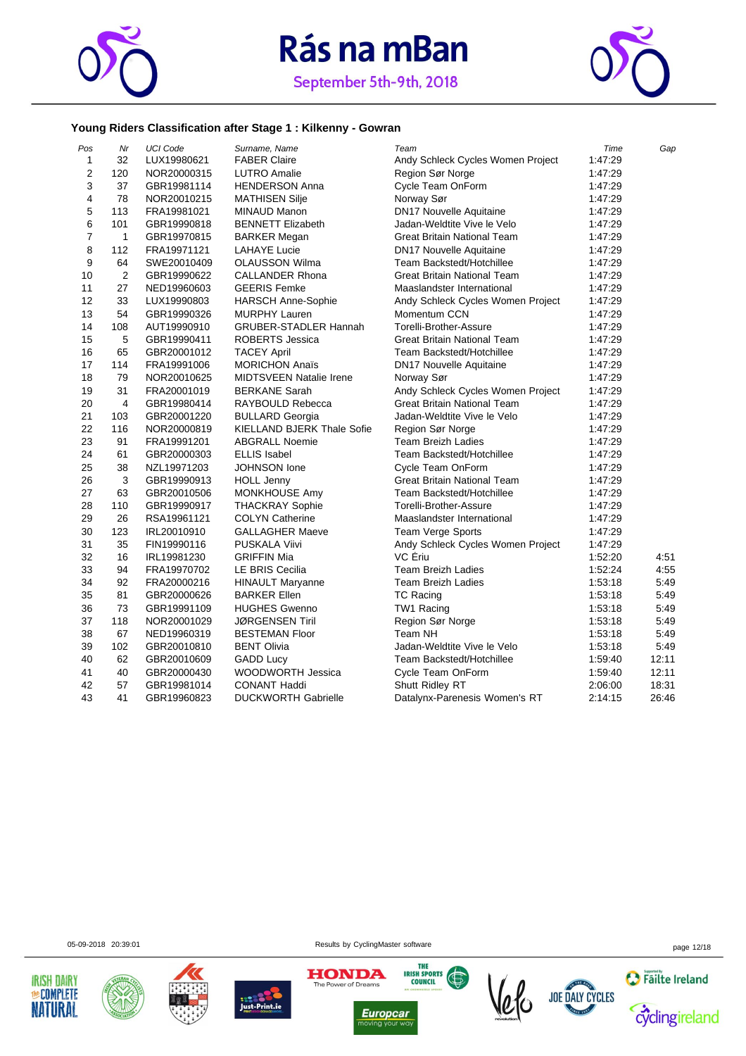# Rás na mBan

September 5th-9th, 2018

## Young Riders Classification after Stage 1 : Kilkenny - Gowran

| Pos | Nr | UCI Code | Surname, Name | Team | Time | Gap |
|---|---|---|---|---|---|---|
| 1 | 32 | LUX19980621 | FABER Claire | Andy Schleck Cycles Women Project | 1:47:29 | |
| 2 | 120 | NOR20000315 | LUTRO Amalie | Region Sør Norge | 1:47:29 | |
| 3 | 37 | GBR19981114 | HENDERSON Anna | Cycle Team OnForm | 1:47:29 | |
| 4 | 78 | NOR20010215 | MATHISEN Silje | Norway Sør | 1:47:29 | |
| 5 | 113 | FRA19981021 | MINAUD Manon | DN17 Nouvelle Aquitaine | 1:47:29 | |
| 6 | 101 | GBR19990818 | BENNETT Elizabeth | Jadan-Weldtite Vive le Velo | 1:47:29 | |
| 7 | 1 | GBR19970815 | BARKER Megan | Great Britain National Team | 1:47:29 | |
| 8 | 112 | FRA19971121 | LAHAYE Lucie | DN17 Nouvelle Aquitaine | 1:47:29 | |
| 9 | 64 | SWE20010409 | OLAUSSON Wilma | Team Backstedt/Hotchillee | 1:47:29 | |
| 10 | 2 | GBR19990622 | CALLANDER Rhona | Great Britain National Team | 1:47:29 | |
| 11 | 27 | NED19960603 | GEERIS Femke | Maaslandster International | 1:47:29 | |
| 12 | 33 | LUX19990803 | HARSCH Anne-Sophie | Andy Schleck Cycles Women Project | 1:47:29 | |
| 13 | 54 | GBR19990326 | MURPHY Lauren | Momentum CCN | 1:47:29 | |
| 14 | 108 | AUT19990910 | GRUBER-STADLER Hannah | Torelli-Brother-Assure | 1:47:29 | |
| 15 | 5 | GBR19990411 | ROBERTS Jessica | Great Britain National Team | 1:47:29 | |
| 16 | 65 | GBR20001012 | TACEY April | Team Backstedt/Hotchillee | 1:47:29 | |
| 17 | 114 | FRA19991006 | MORICHON Anaïs | DN17 Nouvelle Aquitaine | 1:47:29 | |
| 18 | 79 | NOR20010625 | MIDTSVEEN Natalie Irene | Norway Sør | 1:47:29 | |
| 19 | 31 | FRA20001019 | BERKANE Sarah | Andy Schleck Cycles Women Project | 1:47:29 | |
| 20 | 4 | GBR19980414 | RAYBOULD Rebecca | Great Britain National Team | 1:47:29 | |
| 21 | 103 | GBR20001220 | BULLARD Georgia | Jadan-Weldtite Vive le Velo | 1:47:29 | |
| 22 | 116 | NOR20000819 | KIELLAND BJERK Thale Sofie | Region Sør Norge | 1:47:29 | |
| 23 | 91 | FRA19991201 | ABGRALL Noemie | Team Breizh Ladies | 1:47:29 | |
| 24 | 61 | GBR20000303 | ELLIS Isabel | Team Backstedt/Hotchillee | 1:47:29 | |
| 25 | 38 | NZL19971203 | JOHNSON Ione | Cycle Team OnForm | 1:47:29 | |
| 26 | 3 | GBR19990913 | HOLL Jenny | Great Britain National Team | 1:47:29 | |
| 27 | 63 | GBR20010506 | MONKHOUSE Amy | Team Backstedt/Hotchillee | 1:47:29 | |
| 28 | 110 | GBR19990917 | THACKRAY Sophie | Torelli-Brother-Assure | 1:47:29 | |
| 29 | 26 | RSA19961121 | COLYN Catherine | Maaslandster International | 1:47:29 | |
| 30 | 123 | IRL20010910 | GALLAGHER Maeve | Team Verge Sports | 1:47:29 | |
| 31 | 35 | FIN19990116 | PUSKALA Viivi | Andy Schleck Cycles Women Project | 1:47:29 | |
| 32 | 16 | IRL19981230 | GRIFFIN Mia | VC Ériu | 1:52:20 | 4:51 |
| 33 | 94 | FRA19970702 | LE BRIS Cecilia | Team Breizh Ladies | 1:52:24 | 4:55 |
| 34 | 92 | FRA20000216 | HINAULT Maryanne | Team Breizh Ladies | 1:53:18 | 5:49 |
| 35 | 81 | GBR20000626 | BARKER Ellen | TC Racing | 1:53:18 | 5:49 |
| 36 | 73 | GBR19991109 | HUGHES Gwenno | TW1 Racing | 1:53:18 | 5:49 |
| 37 | 118 | NOR20001029 | JØRGENSEN Tiril | Region Sør Norge | 1:53:18 | 5:49 |
| 38 | 67 | NED19960319 | BESTEMAN Floor | Team NH | 1:53:18 | 5:49 |
| 39 | 102 | GBR20010810 | BENT Olivia | Jadan-Weldtite Vive le Velo | 1:53:18 | 5:49 |
| 40 | 62 | GBR20010609 | GADD Lucy | Team Backstedt/Hotchillee | 1:59:40 | 12:11 |
| 41 | 40 | GBR20000430 | WOODWORTH Jessica | Cycle Team OnForm | 1:59:40 | 12:11 |
| 42 | 57 | GBR19981014 | CONANT Haddi | Shutt Ridley RT | 2:06:00 | 18:31 |
| 43 | 41 | GBR19960823 | DUCKWORTH Gabrielle | Datalynx-Parenesis Women's RT | 2:14:15 | 26:46 |

05-09-2018 20:39:01 Results by CyclingMaster software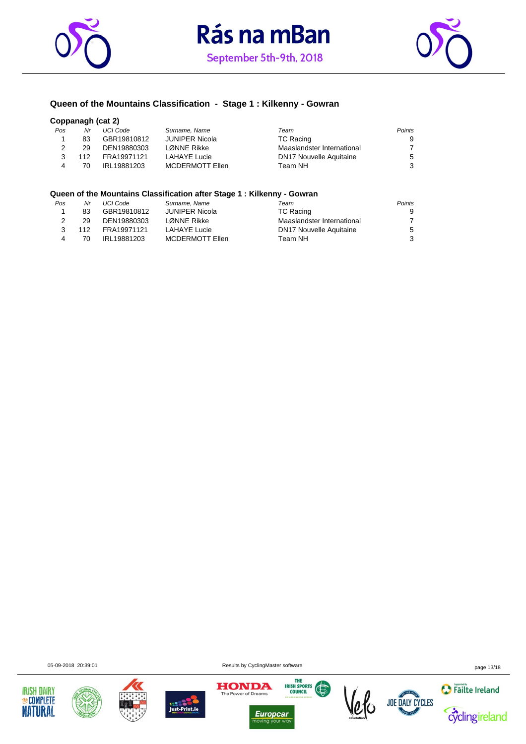### Queen of the Mountains Classification - Stage 1 : Kilkenny - Gowran

**Coppanagh (cat 2)**

| Pos | Nr | UCI Code | Surname, Name | Team | Points |
|---|---|---|---|---|---|
| 1 | 83 | GBR19810812 | JUNIPER Nicola | TC Racing | 9 |
| 2 | 29 | DEN19880303 | LØNNE Rikke | Maaslandster International | 7 |
| 3 | 112 | FRA19971121 | LAHAYE Lucie | DN17 Nouvelle Aquitaine | 5 |
| 4 | 70 | IRL19881203 | MCDERMOTT Ellen | Team NH | 3 |

### Queen of the Mountains Classification after Stage 1 : Kilkenny - Gowran

| Pos | Nr | UCI Code | Surname, Name | Team | Points |
|---|---|---|---|---|---|
| 1 | 83 | GBR19810812 | JUNIPER Nicola | TC Racing | 9 |
| 2 | 29 | DEN19880303 | LØNNE Rikke | Maaslandster International | 7 |
| 3 | 112 | FRA19971121 | LAHAYE Lucie | DN17 Nouvelle Aquitaine | 5 |
| 4 | 70 | IRL19881203 | MCDERMOTT Ellen | Team NH | 3 |

05-09-2018 20:39:01 Results by CyclingMaster software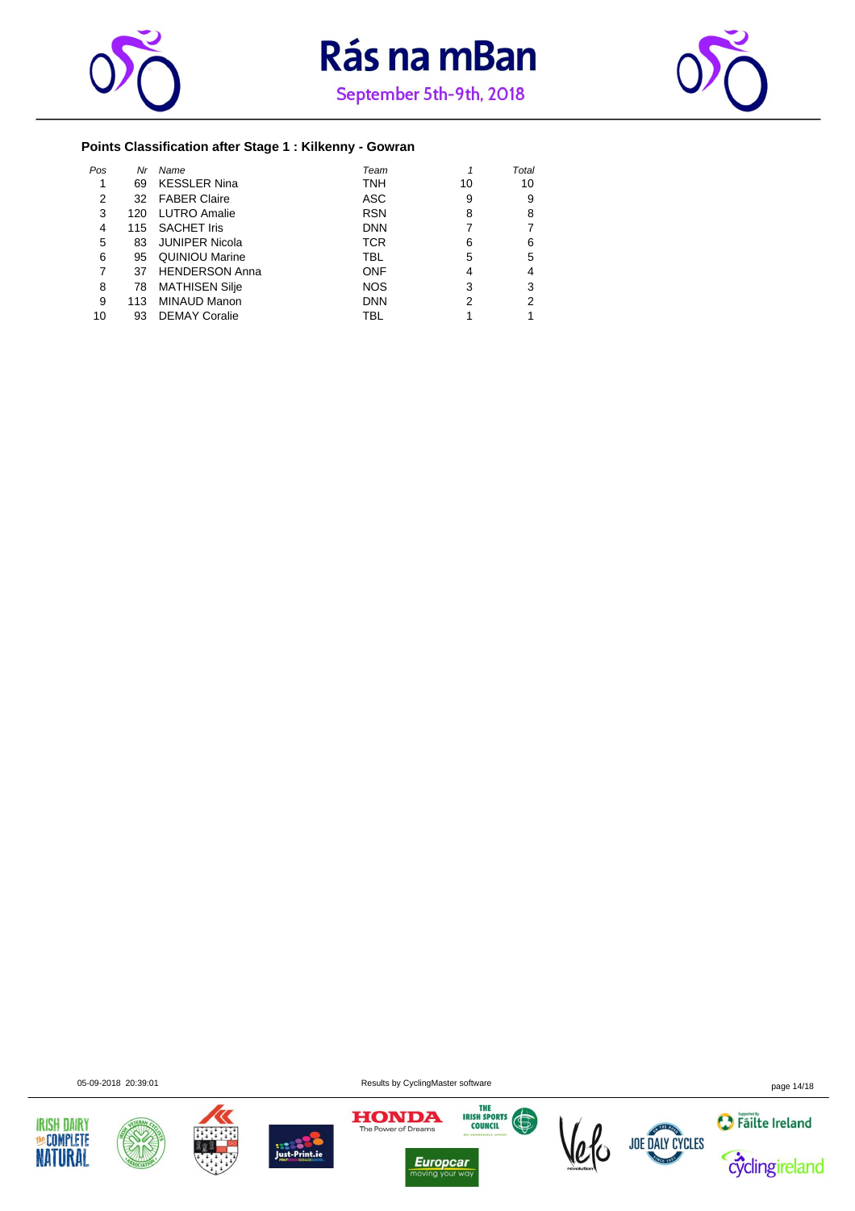# Rás na mBan

September 5th-9th, 2018

### Points Classification after Stage 1 : Kilkenny - Gowran

| Pos | Nr | Name | Team | 1 | Total |
|---|---|---|---|---|---|
| 1 | 69 | KESSLER Nina | TNH | 10 | 10 |
| 2 | 32 | FABER Claire | ASC | 9 | 9 |
| 3 | 120 | LUTRO Amalie | RSN | 8 | 8 |
| 4 | 115 | SACHET Iris | DNN | 7 | 7 |
| 5 | 83 | JUNIPER Nicola | TCR | 6 | 6 |
| 6 | 95 | QUINIOU Marine | TBL | 5 | 5 |
| 7 | 37 | HENDERSON Anna | ONF | 4 | 4 |
| 8 | 78 | MATHISEN Silje | NOS | 3 | 3 |
| 9 | 113 | MINAUD Manon | DNN | 2 | 2 |
| 10 | 93 | DEMAY Coralie | TBL | 1 | 1 |

05-09-2018 20:39:01 Results by CyclingMaster software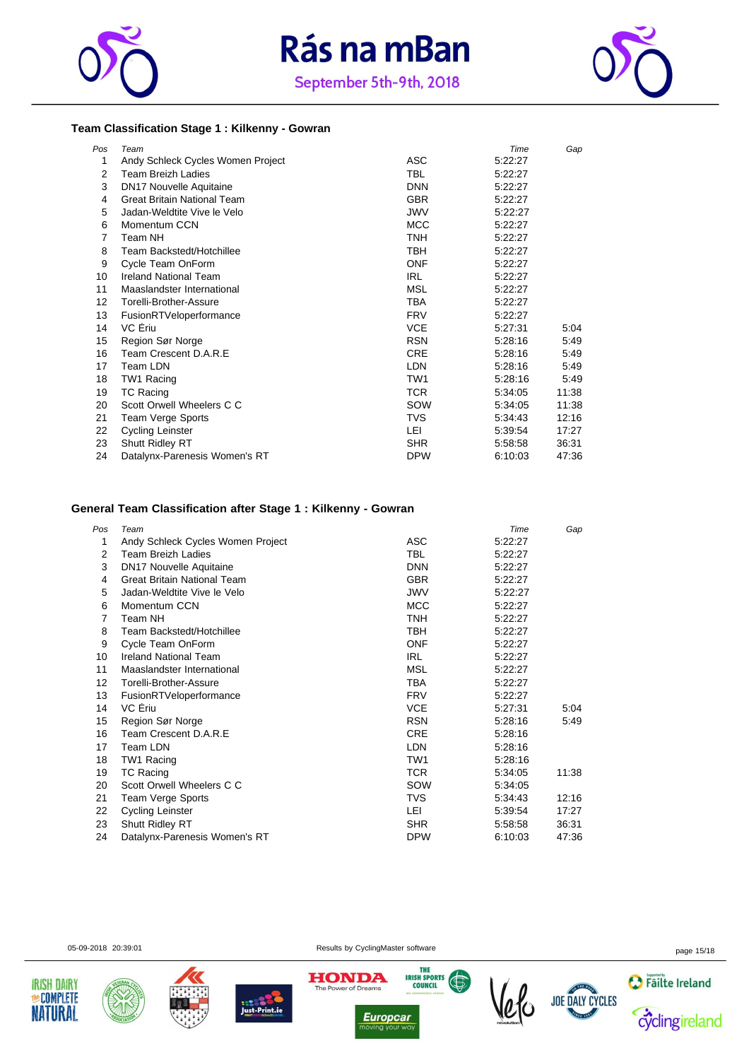# Rás na mBan

September 5th-9th, 2018

### Team Classification Stage 1 : Kilkenny - Gowran

| Pos | Team | | Time | Gap |
|---|---|---|---|---|
| 1 | Andy Schleck Cycles Women Project | ASC | 5:22:27 | |
| 2 | Team Breizh Ladies | TBL | 5:22:27 | |
| 3 | DN17 Nouvelle Aquitaine | DNN | 5:22:27 | |
| 4 | Great Britain National Team | GBR | 5:22:27 | |
| 5 | Jadan-Weldtite Vive le Velo | JWV | 5:22:27 | |
| 6 | Momentum CCN | MCC | 5:22:27 | |
| 7 | Team NH | TNH | 5:22:27 | |
| 8 | Team Backstedt/Hotchillee | TBH | 5:22:27 | |
| 9 | Cycle Team OnForm | ONF | 5:22:27 | |
| 10 | Ireland National Team | IRL | 5:22:27 | |
| 11 | Maaslandster International | MSL | 5:22:27 | |
| 12 | Torelli-Brother-Assure | TBA | 5:22:27 | |
| 13 | FusionRTVeloperformance | FRV | 5:22:27 | |
| 14 | VC Ériu | VCE | 5:27:31 | 5:04 |
| 15 | Region Sør Norge | RSN | 5:28:16 | 5:49 |
| 16 | Team Crescent D.A.R.E | CRE | 5:28:16 | 5:49 |
| 17 | Team LDN | LDN | 5:28:16 | 5:49 |
| 18 | TW1 Racing | TW1 | 5:28:16 | 5:49 |
| 19 | TC Racing | TCR | 5:34:05 | 11:38 |
| 20 | Scott Orwell Wheelers C C | SOW | 5:34:05 | 11:38 |
| 21 | Team Verge Sports | TVS | 5:34:43 | 12:16 |
| 22 | Cycling Leinster | LEI | 5:39:54 | 17:27 |
| 23 | Shutt Ridley RT | SHR | 5:58:58 | 36:31 |
| 24 | Datalynx-Parenesis Women's RT | DPW | 6:10:03 | 47:36 |

### General Team Classification after Stage 1 : Kilkenny - Gowran

| Pos | Team | | Time | Gap |
|---|---|---|---|---|
| 1 | Andy Schleck Cycles Women Project | ASC | 5:22:27 | |
| 2 | Team Breizh Ladies | TBL | 5:22:27 | |
| 3 | DN17 Nouvelle Aquitaine | DNN | 5:22:27 | |
| 4 | Great Britain National Team | GBR | 5:22:27 | |
| 5 | Jadan-Weldtite Vive le Velo | JWV | 5:22:27 | |
| 6 | Momentum CCN | MCC | 5:22:27 | |
| 7 | Team NH | TNH | 5:22:27 | |
| 8 | Team Backstedt/Hotchillee | TBH | 5:22:27 | |
| 9 | Cycle Team OnForm | ONF | 5:22:27 | |
| 10 | Ireland National Team | IRL | 5:22:27 | |
| 11 | Maaslandster International | MSL | 5:22:27 | |
| 12 | Torelli-Brother-Assure | TBA | 5:22:27 | |
| 13 | FusionRTVeloperformance | FRV | 5:22:27 | |
| 14 | VC Ériu | VCE | 5:27:31 | 5:04 |
| 15 | Region Sør Norge | RSN | 5:28:16 | 5:49 |
| 16 | Team Crescent D.A.R.E | CRE | 5:28:16 | |
| 17 | Team LDN | LDN | 5:28:16 | |
| 18 | TW1 Racing | TW1 | 5:28:16 | |
| 19 | TC Racing | TCR | 5:34:05 | 11:38 |
| 20 | Scott Orwell Wheelers C C | SOW | 5:34:05 | |
| 21 | Team Verge Sports | TVS | 5:34:43 | 12:16 |
| 22 | Cycling Leinster | LEI | 5:39:54 | 17:27 |
| 23 | Shutt Ridley RT | SHR | 5:58:58 | 36:31 |
| 24 | Datalynx-Parenesis Women's RT | DPW | 6:10:03 | 47:36 |

05-09-2018 20:39:01

Results by CyclingMaster software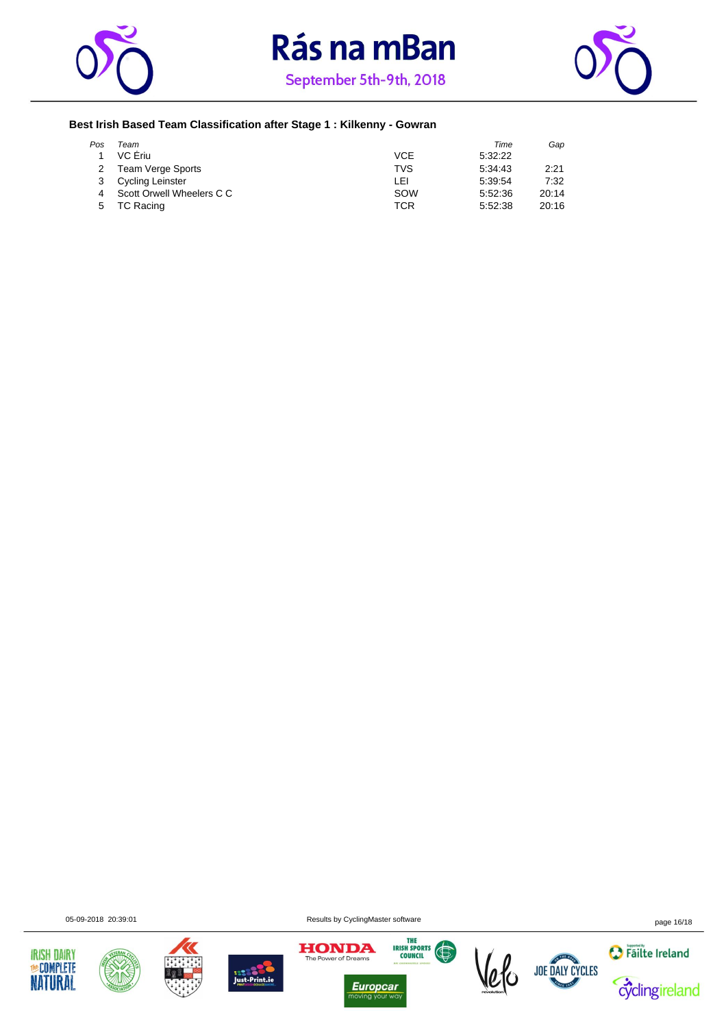# Rás na mBan

September 5th-9th, 2018

### Best Irish Based Team Classification after Stage 1 : Kilkenny - Gowran

| *Pos* | *Team* | | *Time* | *Gap* |
|---|---|---|---|---|
| 1 | VC Ériu | VCE | 5:32:22 | |
| 2 | Team Verge Sports | TVS | 5:34:43 | 2:21 |
| 3 | Cycling Leinster | LEI | 5:39:54 | 7:32 |
| 4 | Scott Orwell Wheelers C C | SOW | 5:52:36 | 20:14 |
| 5 | TC Racing | TCR | 5:52:38 | 20:16 |

05-09-2018 20:39:01 Results by CyclingMaster software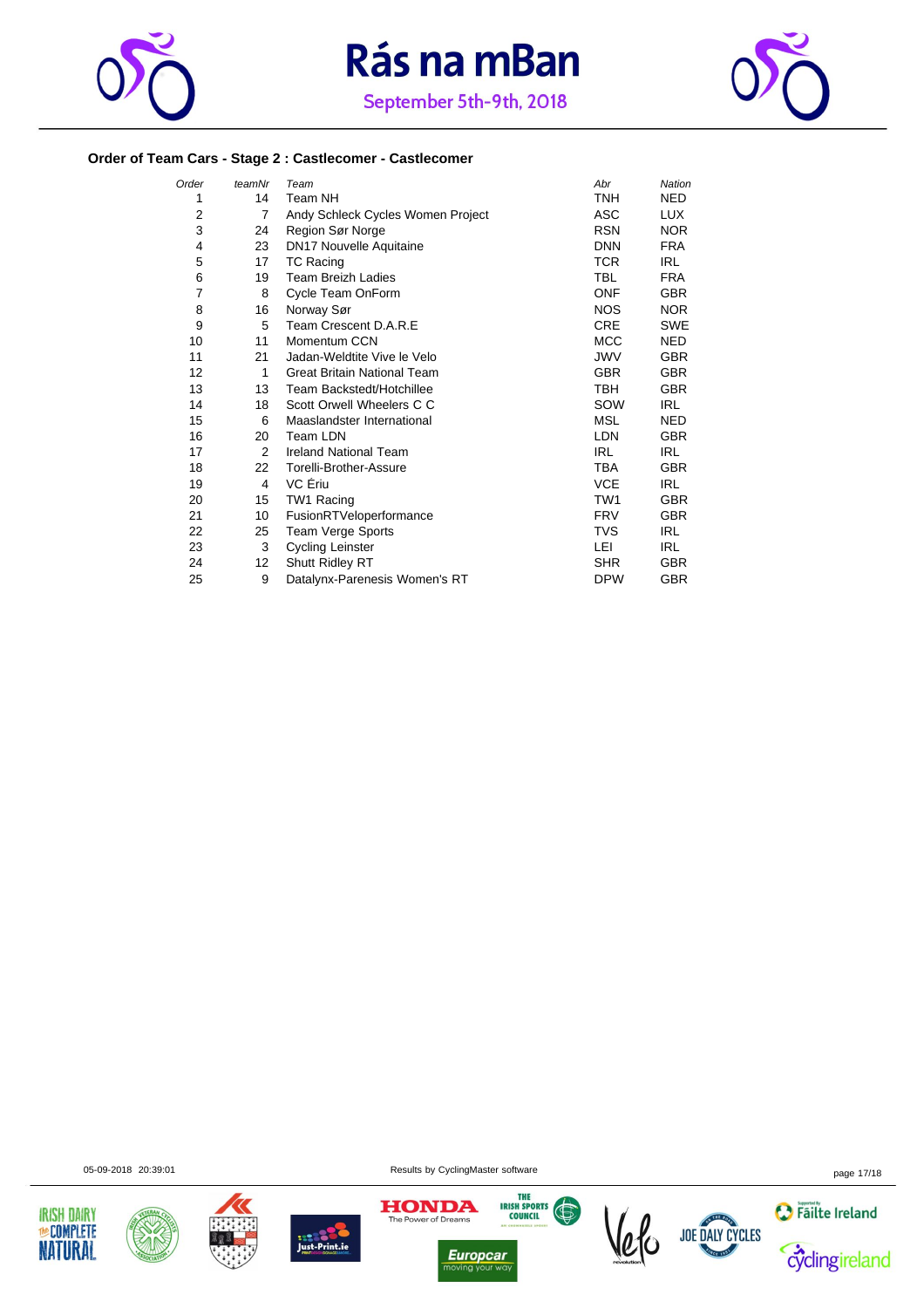# Rás na mBan

September 5th-9th, 2018

### Order of Team Cars - Stage 2 : Castlecomer - Castlecomer

| *Order* | *teamNr* | *Team* | *Abr* | *Nation* |
|---|---|---|---|---|
| 1 | 14 | Team NH | TNH | NED |
| 2 | 7 | Andy Schleck Cycles Women Project | ASC | LUX |
| 3 | 24 | Region Sør Norge | RSN | NOR |
| 4 | 23 | DN17 Nouvelle Aquitaine | DNN | FRA |
| 5 | 17 | TC Racing | TCR | IRL |
| 6 | 19 | Team Breizh Ladies | TBL | FRA |
| 7 | 8 | Cycle Team OnForm | ONF | GBR |
| 8 | 16 | Norway Sør | NOS | NOR |
| 9 | 5 | Team Crescent D.A.R.E | CRE | SWE |
| 10 | 11 | Momentum CCN | MCC | NED |
| 11 | 21 | Jadan-Weldtite Vive le Velo | JWV | GBR |
| 12 | 1 | Great Britain National Team | GBR | GBR |
| 13 | 13 | Team Backstedt/Hotchillee | TBH | GBR |
| 14 | 18 | Scott Orwell Wheelers C C | SOW | IRL |
| 15 | 6 | Maaslandster International | MSL | NED |
| 16 | 20 | Team LDN | LDN | GBR |
| 17 | 2 | Ireland National Team | IRL | IRL |
| 18 | 22 | Torelli-Brother-Assure | TBA | GBR |
| 19 | 4 | VC Ériu | VCE | IRL |
| 20 | 15 | TW1 Racing | TW1 | GBR |
| 21 | 10 | FusionRTVeloperformance | FRV | GBR |
| 22 | 25 | Team Verge Sports | TVS | IRL |
| 23 | 3 | Cycling Leinster | LEI | IRL |
| 24 | 12 | Shutt Ridley RT | SHR | GBR |
| 25 | 9 | Datalynx-Parenesis Women's RT | DPW | GBR |

05-09-2018 20:39:01

Results by CyclingMaster software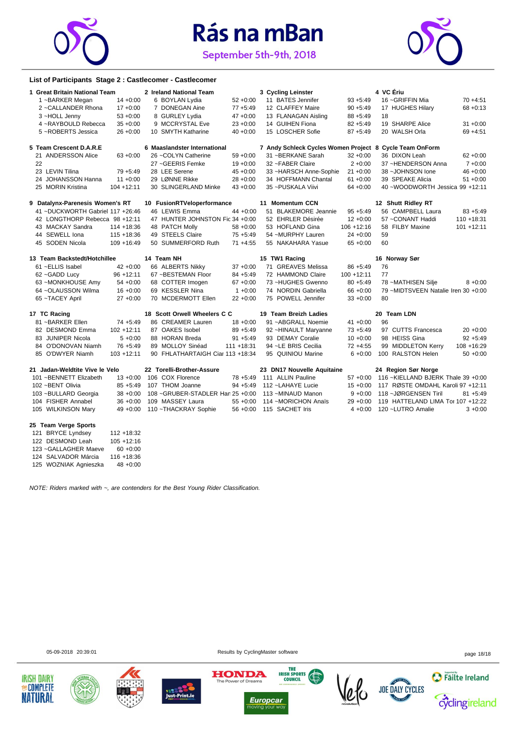# Rás na mBan

**September 5th-9th, 2018**

## List of Participants Stage 2 : Castlecomer - Castlecomer

### 1 Great Britain National Team

| | | | |
|---|---|---|---|
| 1 | ~BARKER Megan | 14 | +0:00 |
| 2 | ~CALLANDER Rhona | 17 | +0:00 |
| 3 | ~HOLL Jenny | 53 | +0:00 |
| 4 | ~RAYBOULD Rebecca | 35 | +0:00 |
| 5 | ~ROBERTS Jessica | 26 | +0:00 |

### 2 Ireland National Team

| | | | |
|---|---|---|---|
| 6 | BOYLAN Lydia | 52 | +0:00 |
| 7 | DONEGAN Aine | 77 | +5:49 |
| 8 | GURLEY Lydia | 47 | +0:00 |
| 9 | MCCRYSTAL Eve | 23 | +0:00 |
| 10 | SMYTH Katharine | 40 | +0:00 |

### 3 Cycling Leinster

| | | | |
|---|---|---|---|
| 11 | BATES Jennifer | 93 | +5:49 |
| 12 | CLAFFEY Maire | 90 | +5:49 |
| 13 | FLANAGAN Aisling | 88 | +5:49 |
| 14 | GUIHEN Fiona | 82 | +5:49 |
| 15 | LOSCHER Sofie | 87 | +5:49 |

### 4 VC Ériu

| | | | |
|---|---|---|---|
| 16 | ~GRIFFIN Mia | 70 | +4:51 |
| 17 | HUGHES Hilary | 68 | +0:13 |
| 18 | | | |
| 19 | SHARPE Alice | 31 | +0:00 |
| 20 | WALSH Orla | 69 | +4:51 |

### 5 Team Crescent D.A.R.E

| | | | |
|---|---|---|---|
| 21 | ANDERSSON Alice | 63 | +0:00 |
| 22 | | | |
| 23 | LEVIN Tilina | 79 | +5:49 |
| 24 | JOHANSSON Hanna | 11 | +0:00 |
| 25 | MORIN Kristina | 104 | +12:11 |

### 6 Maaslandster International

| | | | |
|---|---|---|---|
| 26 | ~COLYN Catherine | 59 | +0:00 |
| 27 | ~GEERIS Femke | 19 | +0:00 |
| 28 | LEE Serene | 45 | +0:00 |
| 29 | LØNNE Rikke | 28 | +0:00 |
| 30 | SLINGERLAND Minke | 43 | +0:00 |

### 7 Andy Schleck Cycles Women Project

| | | | |
|---|---|---|---|
| 31 | ~BERKANE Sarah | 32 | +0:00 |
| 32 | ~FABER Claire | 2 | +0:00 |
| 33 | ~HARSCH Anne-Sophie | 21 | +0:00 |
| 34 | HOFFMANN Chantal | 61 | +0:00 |
| 35 | ~PUSKALA Viivi | 64 | +0:00 |

### 8 Cycle Team OnForm

| | | | |
|---|---|---|---|
| 36 | DIXON Leah | 62 | +0:00 |
| 37 | ~HENDERSON Anna | 7 | +0:00 |
| 38 | ~JOHNSON Ione | 46 | +0:00 |
| 39 | SPEAKE Alicia | 51 | +0:00 |
| 40 | ~WOODWORTH Jessica | 99 | +12:11 |

### 9 Datalynx-Parenesis Women's RT

| | | | |
|---|---|---|---|
| 41 | ~DUCKWORTH Gabriel | 117 | +26:46 |
| 42 | LONGTHORP Rebecca | 98 | +12:11 |
| 43 | MACKAY Sandra | 114 | +18:36 |
| 44 | SEWELL Iona | 115 | +18:36 |
| 45 | SODEN Nicola | 109 | +16:49 |

### 10 FusionRTVeloperformance

| | | | |
|---|---|---|---|
| 46 | LEWIS Emma | 44 | +0:00 |
| 47 | HUNTER JOHNSTON Fic | 34 | +0:00 |
| 48 | PATCH Molly | 58 | +0:00 |
| 49 | STEELS Claire | 75 | +5:49 |
| 50 | SUMMERFORD Ruth | 71 | +4:55 |

### 11 Momentum CCN

| | | | |
|---|---|---|---|
| 51 | BLAKEMORE Jeannie | 95 | +5:49 |
| 52 | EHRLER Désirée | 12 | +0:00 |
| 53 | HOFLAND Gina | 106 | +12:16 |
| 54 | ~MURPHY Lauren | 24 | +0:00 |
| 55 | NAKAHARA Yasue | 65 | +0:00 |

### 12 Shutt Ridley RT

| | | | |
|---|---|---|---|
| 56 | CAMPBELL Laura | 83 | +5:49 |
| 57 | ~CONANT Haddi | 110 | +18:31 |
| 58 | FILBY Maxine | 101 | +12:11 |
| 59 | | | |
| 60 | | | |

### 13 Team Backstedt/Hotchillee

| | | | |
|---|---|---|---|
| 61 | ~ELLIS Isabel | 42 | +0:00 |
| 62 | ~GADD Lucy | 96 | +12:11 |
| 63 | ~MONKHOUSE Amy | 54 | +0:00 |
| 64 | ~OLAUSSON Wilma | 16 | +0:00 |
| 65 | ~TACEY April | 27 | +0:00 |

### 14 Team NH

| | | | |
|---|---|---|---|
| 66 | ALBERTS Nikky | 37 | +0:00 |
| 67 | ~BESTEMAN Floor | 84 | +5:49 |
| 68 | COTTER Imogen | 67 | +0:00 |
| 69 | KESSLER Nina | 1 | +0:00 |
| 70 | MCDERMOTT Ellen | 22 | +0:00 |

### 15 TW1 Racing

| | | | |
|---|---|---|---|
| 71 | GREAVES Melissa | 86 | +5:49 |
| 72 | HAMMOND Claire | 100 | +12:11 |
| 73 | ~HUGHES Gwenno | 80 | +5:49 |
| 74 | NORDIN Gabriella | 66 | +0:00 |
| 75 | POWELL Jennifer | 33 | +0:00 |

### 16 Norway Sør

| | | | |
|---|---|---|---|
| 76 | | | |
| 77 | | | |
| 78 | ~MATHISEN Silje | 8 | +0:00 |
| 79 | ~MIDTSVEEN Natalie Iren | 30 | +0:00 |
| 80 | | | |

### 17 TC Racing

| | | | |
|---|---|---|---|
| 81 | ~BARKER Ellen | 74 | +5:49 |
| 82 | DESMOND Emma | 102 | +12:11 |
| 83 | JUNIPER Nicola | 5 | +0:00 |
| 84 | O'DONOVAN Niamh | 76 | +5:49 |
| 85 | O'DWYER Niamh | 103 | +12:11 |

### 18 Scott Orwell Wheelers C C

| | | | |
|---|---|---|---|
| 86 | CREAMER Lauren | 18 | +0:00 |
| 87 | OAKES Isobel | 89 | +5:49 |
| 88 | HORAN Breda | 91 | +5:49 |
| 89 | MOLLOY Sinéad | 111 | +18:31 |
| 90 | FHLATHARTAIGH Ciar | 113 | +18:34 |

### 19 Team Breizh Ladies

| | | | |
|---|---|---|---|
| 91 | ~ABGRALL Noemie | 41 | +0:00 |
| 92 | ~HINAULT Maryanne | 73 | +5:49 |
| 93 | DEMAY Coralie | 10 | +0:00 |
| 94 | ~LE BRIS Cecilia | 72 | +4:55 |
| 95 | QUINIOU Marine | 6 | +0:00 |

### 20 Team LDN

| | | | |
|---|---|---|---|
| 96 | | | |
| 97 | CUTTS Francesca | 20 | +0:00 |
| 98 | HEISS Gina | 92 | +5:49 |
| 99 | MIDDLETON Kerry | 108 | +16:29 |
| 100 | RALSTON Helen | 50 | +0:00 |

### 21 Jadan-Weldtite Vive le Velo

| | | | |
|---|---|---|---|
| 101 | ~BENNETT Elizabeth | 13 | +0:00 |
| 102 | ~BENT Olivia | 85 | +5:49 |
| 103 | ~BULLARD Georgia | 38 | +0:00 |
| 104 | FISHER Annabel | 36 | +0:00 |
| 105 | WILKINSON Mary | 49 | +0:00 |

### 22 Torelli-Brother-Assure

| | | | |
|---|---|---|---|
| 106 | COX Florence | 78 | +5:49 |
| 107 | THOM Joanne | 94 | +5:49 |
| 108 | ~GRUBER-STADLER Har | 25 | +0:00 |
| 109 | MASSEY Laura | 55 | +0:00 |
| 110 | ~THACKRAY Sophie | 56 | +0:00 |

### 23 DN17 Nouvelle Aquitaine

| | | | |
|---|---|---|---|
| 111 | ALLIN Pauline | 57 | +0:00 |
| 112 | ~LAHAYE Lucie | 15 | +0:00 |
| 113 | ~MINAUD Manon | 9 | +0:00 |
| 114 | ~MORICHON Anaïs | 29 | +0:00 |
| 115 | SACHET Iris | 4 | +0:00 |

### 24 Region Sør Norge

| | | | |
|---|---|---|---|
| 116 | ~KIELLAND BJERK Thale | 39 | +0:00 |
| 117 | RØSTE OMDAHL Karoli | 97 | +12:11 |
| 118 | ~JØRGENSEN Tiril | 81 | +5:49 |
| 119 | HATTELAND LIMA Tor | 107 | +12:22 |
| 120 | ~LUTRO Amalie | 3 | +0:00 |

### 25 Team Verge Sports

| | | | |
|---|---|---|---|
| 121 | BRYCE Lyndsey | 112 | +18:32 |
| 122 | DESMOND Leah | 105 | +12:16 |
| 123 | ~GALLAGHER Maeve | 60 | +0:00 |
| 124 | SALVADOR Márcia | 116 | +18:36 |
| 125 | WOZNIAK Agnieszka | 48 | +0:00 |

*NOTE: Riders marked with ~, are contenders for the Best Young Rider Classification.*

05-09-2018 20:39:01

Results by CyclingMaster software